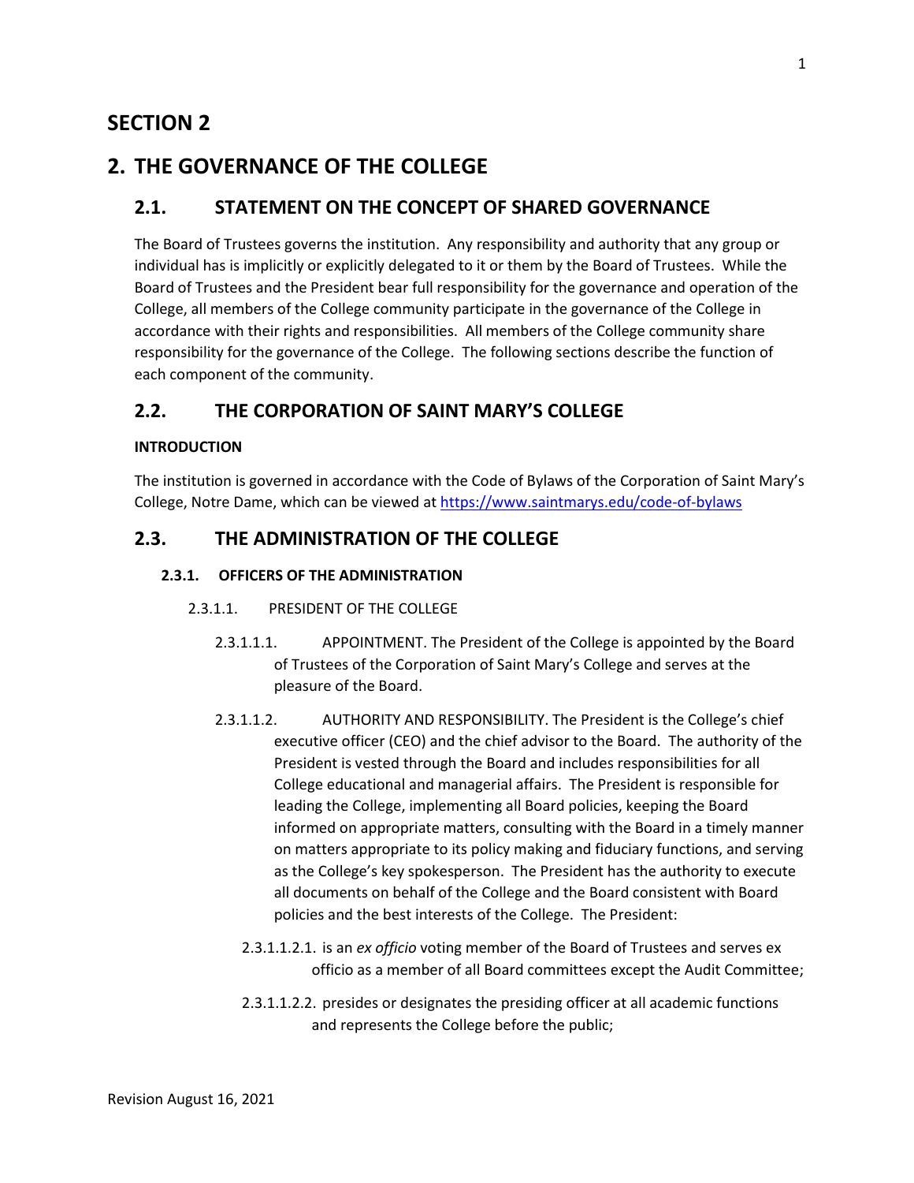# SECTION 2

# 2. THE GOVERNANCE OF THE COLLEGE

## 2.1. STATEMENT ON THE CONCEPT OF SHARED GOVERNANCE

The Board of Trustees governs the institution. Any responsibility and authority that any group or individual has is implicitly or explicitly delegated to it or them by the Board of Trustees. While the Board of Trustees and the President bear full responsibility for the governance and operation of the College, all members of the College community participate in the governance of the College in accordance with their rights and responsibilities. All members of the College community share responsibility for the governance of the College. The following sections describe the function of each component of the community.

## 2.2. THE CORPORATION OF SAINT MARY'S COLLEGE

**INTRODUCTION**

The institution is governed in accordance with the Code of Bylaws of the Corporation of Saint Mary's College, Notre Dame, which can be viewed at https://www.saintmarys.edu/code-of-bylaws

## 2.3. THE ADMINISTRATION OF THE COLLEGE

### 2.3.1. OFFICERS OF THE ADMINISTRATION

2.3.1.1. PRESIDENT OF THE COLLEGE

2.3.1.1.1. APPOINTMENT. The President of the College is appointed by the Board of Trustees of the Corporation of Saint Mary's College and serves at the pleasure of the Board.

2.3.1.1.2. AUTHORITY AND RESPONSIBILITY. The President is the College's chief executive officer (CEO) and the chief advisor to the Board. The authority of the President is vested through the Board and includes responsibilities for all College educational and managerial affairs. The President is responsible for leading the College, implementing all Board policies, keeping the Board informed on appropriate matters, consulting with the Board in a timely manner on matters appropriate to its policy making and fiduciary functions, and serving as the College's key spokesperson. The President has the authority to execute all documents on behalf of the College and the Board consistent with Board policies and the best interests of the College. The President:

2.3.1.1.2.1. is an *ex officio* voting member of the Board of Trustees and serves ex officio as a member of all Board committees except the Audit Committee;

2.3.1.1.2.2. presides or designates the presiding officer at all academic functions and represents the College before the public;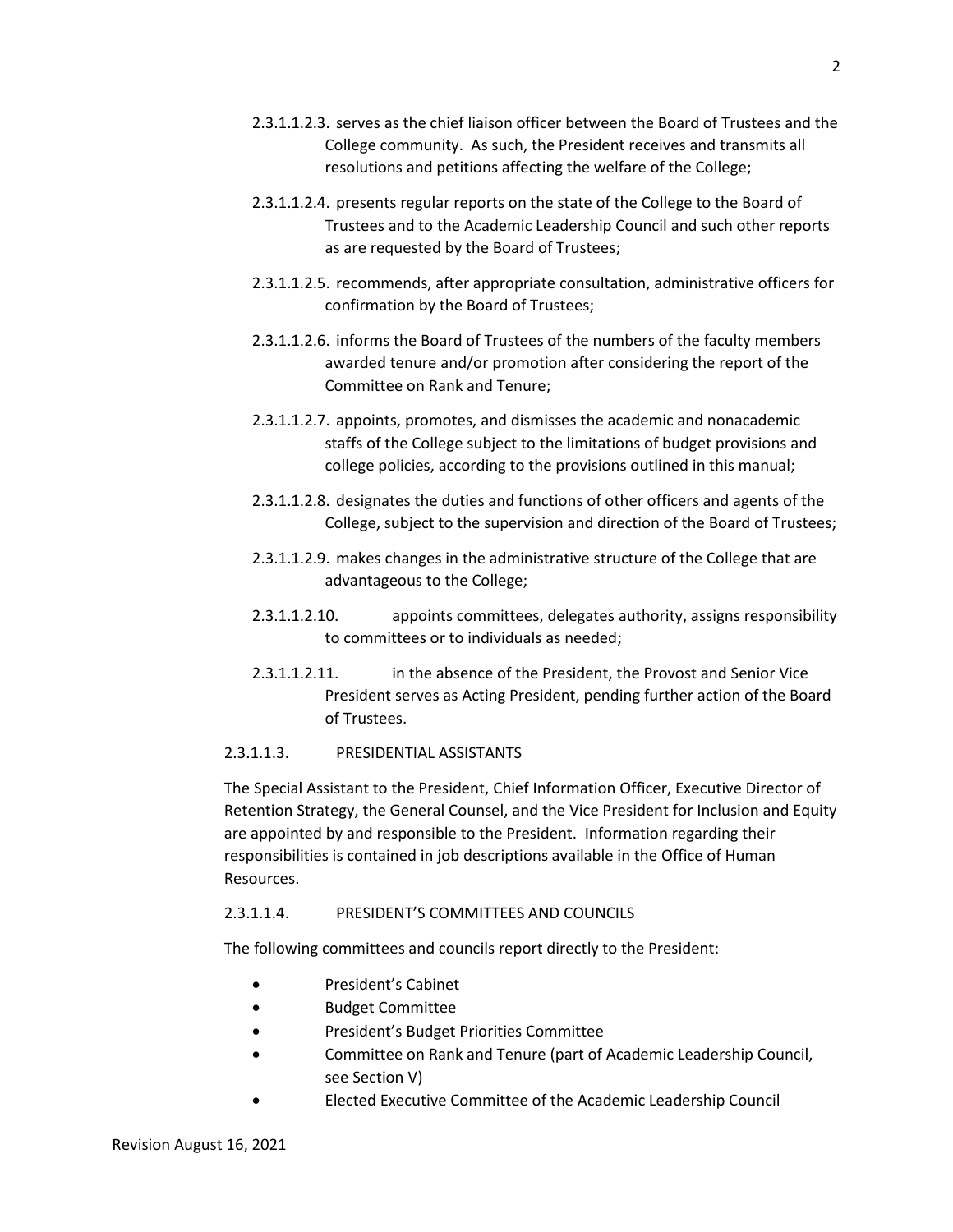2.3.1.1.2.3. serves as the chief liaison officer between the Board of Trustees and the College community. As such, the President receives and transmits all resolutions and petitions affecting the welfare of the College;

2.3.1.1.2.4. presents regular reports on the state of the College to the Board of Trustees and to the Academic Leadership Council and such other reports as are requested by the Board of Trustees;

2.3.1.1.2.5. recommends, after appropriate consultation, administrative officers for confirmation by the Board of Trustees;

2.3.1.1.2.6. informs the Board of Trustees of the numbers of the faculty members awarded tenure and/or promotion after considering the report of the Committee on Rank and Tenure;

2.3.1.1.2.7. appoints, promotes, and dismisses the academic and nonacademic staffs of the College subject to the limitations of budget provisions and college policies, according to the provisions outlined in this manual;

2.3.1.1.2.8. designates the duties and functions of other officers and agents of the College, subject to the supervision and direction of the Board of Trustees;

2.3.1.1.2.9. makes changes in the administrative structure of the College that are advantageous to the College;

2.3.1.1.2.10. appoints committees, delegates authority, assigns responsibility to committees or to individuals as needed;

2.3.1.1.2.11. in the absence of the President, the Provost and Senior Vice President serves as Acting President, pending further action of the Board of Trustees.

2.3.1.1.3. PRESIDENTIAL ASSISTANTS

The Special Assistant to the President, Chief Information Officer, Executive Director of Retention Strategy, the General Counsel, and the Vice President for Inclusion and Equity are appointed by and responsible to the President. Information regarding their responsibilities is contained in job descriptions available in the Office of Human Resources.

2.3.1.1.4. PRESIDENT'S COMMITTEES AND COUNCILS

The following committees and councils report directly to the President:

- President's Cabinet
- Budget Committee
- President's Budget Priorities Committee
- Committee on Rank and Tenure (part of Academic Leadership Council, see Section V)
- Elected Executive Committee of the Academic Leadership Council

Revision August 16, 2021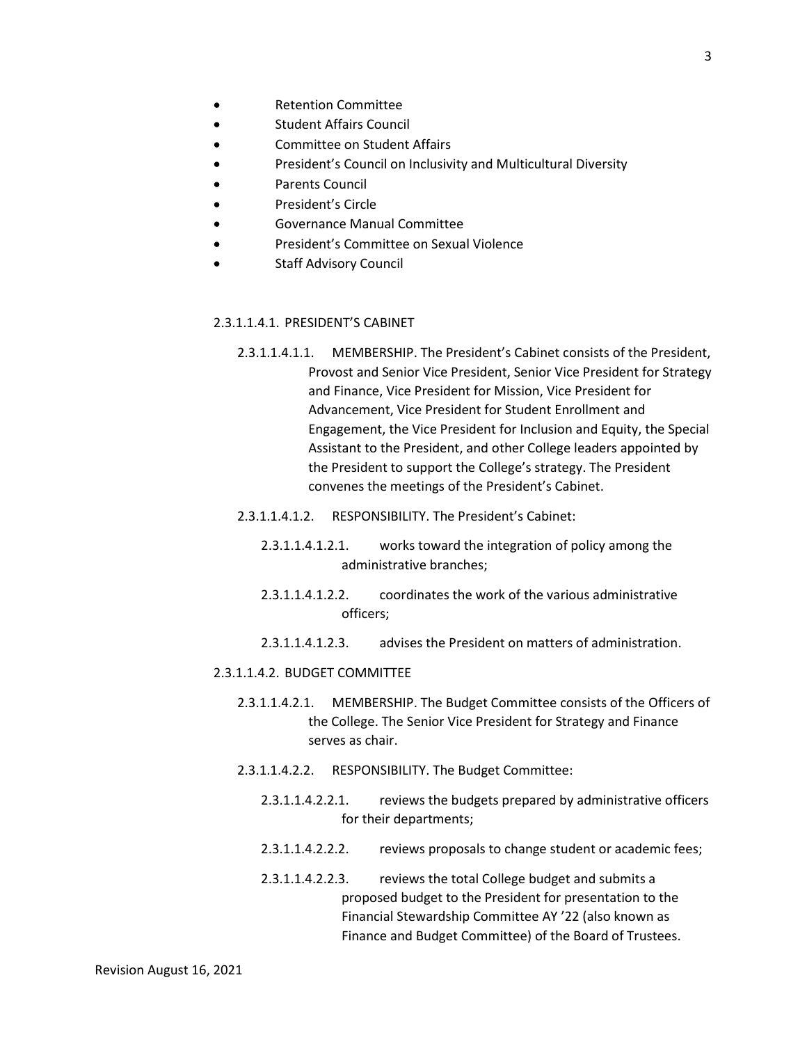- Retention Committee
- Student Affairs Council
- Committee on Student Affairs
- President's Council on Inclusivity and Multicultural Diversity
- Parents Council
- President's Circle
- Governance Manual Committee
- President's Committee on Sexual Violence
- Staff Advisory Council

2.3.1.1.4.1. PRESIDENT'S CABINET

2.3.1.1.4.1.1. MEMBERSHIP. The President's Cabinet consists of the President, Provost and Senior Vice President, Senior Vice President for Strategy and Finance, Vice President for Mission, Vice President for Advancement, Vice President for Student Enrollment and Engagement, the Vice President for Inclusion and Equity, the Special Assistant to the President, and other College leaders appointed by the President to support the College's strategy. The President convenes the meetings of the President's Cabinet.

2.3.1.1.4.1.2. RESPONSIBILITY. The President's Cabinet:

2.3.1.1.4.1.2.1. works toward the integration of policy among the administrative branches;

2.3.1.1.4.1.2.2. coordinates the work of the various administrative officers;

2.3.1.1.4.1.2.3. advises the President on matters of administration.

2.3.1.1.4.2. BUDGET COMMITTEE

2.3.1.1.4.2.1. MEMBERSHIP. The Budget Committee consists of the Officers of the College. The Senior Vice President for Strategy and Finance serves as chair.

2.3.1.1.4.2.2. RESPONSIBILITY. The Budget Committee:

2.3.1.1.4.2.2.1. reviews the budgets prepared by administrative officers for their departments;

2.3.1.1.4.2.2.2. reviews proposals to change student or academic fees;

2.3.1.1.4.2.2.3. reviews the total College budget and submits a proposed budget to the President for presentation to the Financial Stewardship Committee AY '22 (also known as Finance and Budget Committee) of the Board of Trustees.

Revision August 16, 2021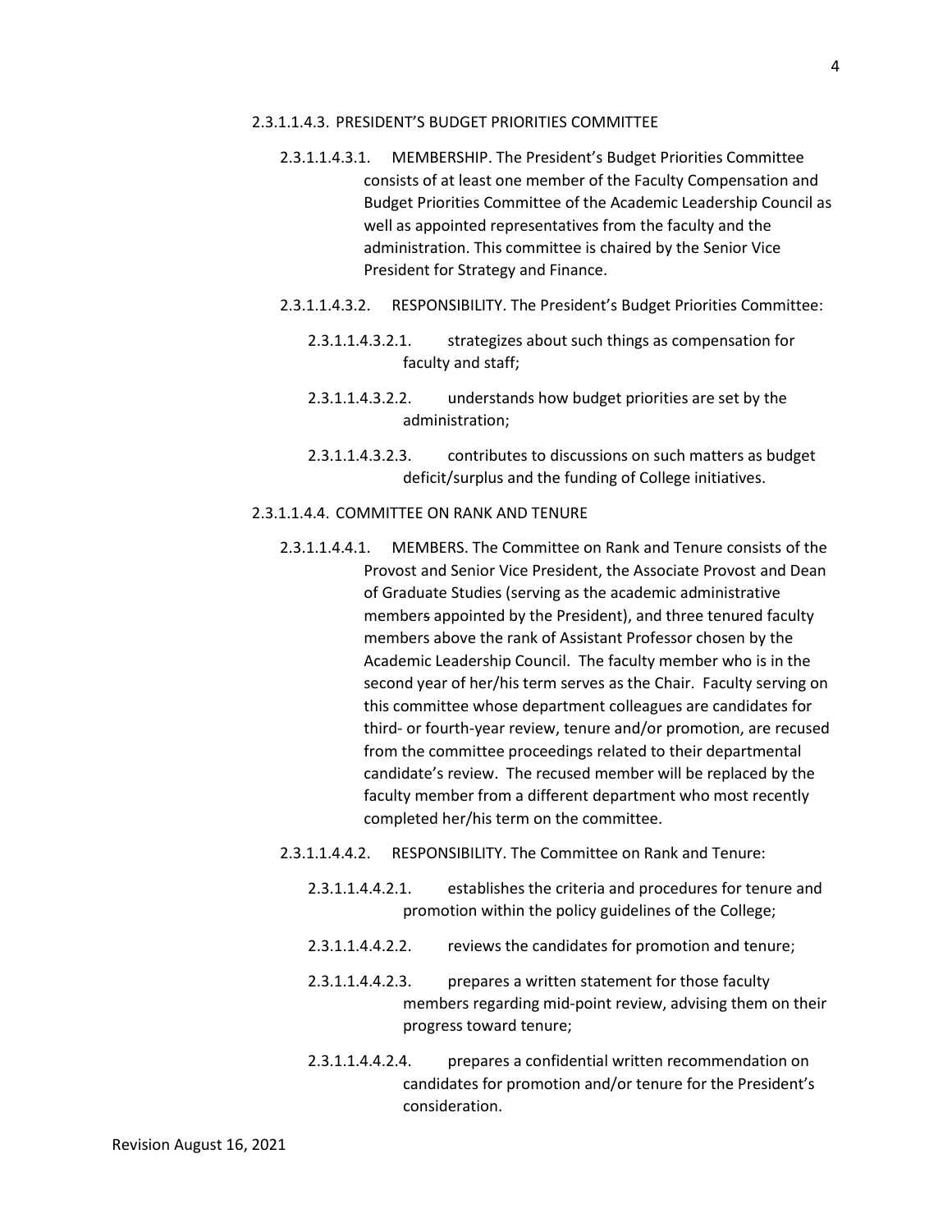2.3.1.1.4.3. PRESIDENT'S BUDGET PRIORITIES COMMITTEE

2.3.1.1.4.3.1. MEMBERSHIP. The President's Budget Priorities Committee consists of at least one member of the Faculty Compensation and Budget Priorities Committee of the Academic Leadership Council as well as appointed representatives from the faculty and the administration. This committee is chaired by the Senior Vice President for Strategy and Finance.

2.3.1.1.4.3.2. RESPONSIBILITY. The President's Budget Priorities Committee:

2.3.1.1.4.3.2.1. strategizes about such things as compensation for faculty and staff;

2.3.1.1.4.3.2.2. understands how budget priorities are set by the administration;

2.3.1.1.4.3.2.3. contributes to discussions on such matters as budget deficit/surplus and the funding of College initiatives.

2.3.1.1.4.4. COMMITTEE ON RANK AND TENURE

2.3.1.1.4.4.1. MEMBERS. The Committee on Rank and Tenure consists of the Provost and Senior Vice President, the Associate Provost and Dean of Graduate Studies (serving as the academic administrative members appointed by the President), and three tenured faculty members above the rank of Assistant Professor chosen by the Academic Leadership Council. The faculty member who is in the second year of her/his term serves as the Chair. Faculty serving on this committee whose department colleagues are candidates for third- or fourth-year review, tenure and/or promotion, are recused from the committee proceedings related to their departmental candidate's review. The recused member will be replaced by the faculty member from a different department who most recently completed her/his term on the committee.

2.3.1.1.4.4.2. RESPONSIBILITY. The Committee on Rank and Tenure:

2.3.1.1.4.4.2.1. establishes the criteria and procedures for tenure and promotion within the policy guidelines of the College;

2.3.1.1.4.4.2.2. reviews the candidates for promotion and tenure;

2.3.1.1.4.4.2.3. prepares a written statement for those faculty members regarding mid-point review, advising them on their progress toward tenure;

2.3.1.1.4.4.2.4. prepares a confidential written recommendation on candidates for promotion and/or tenure for the President's consideration.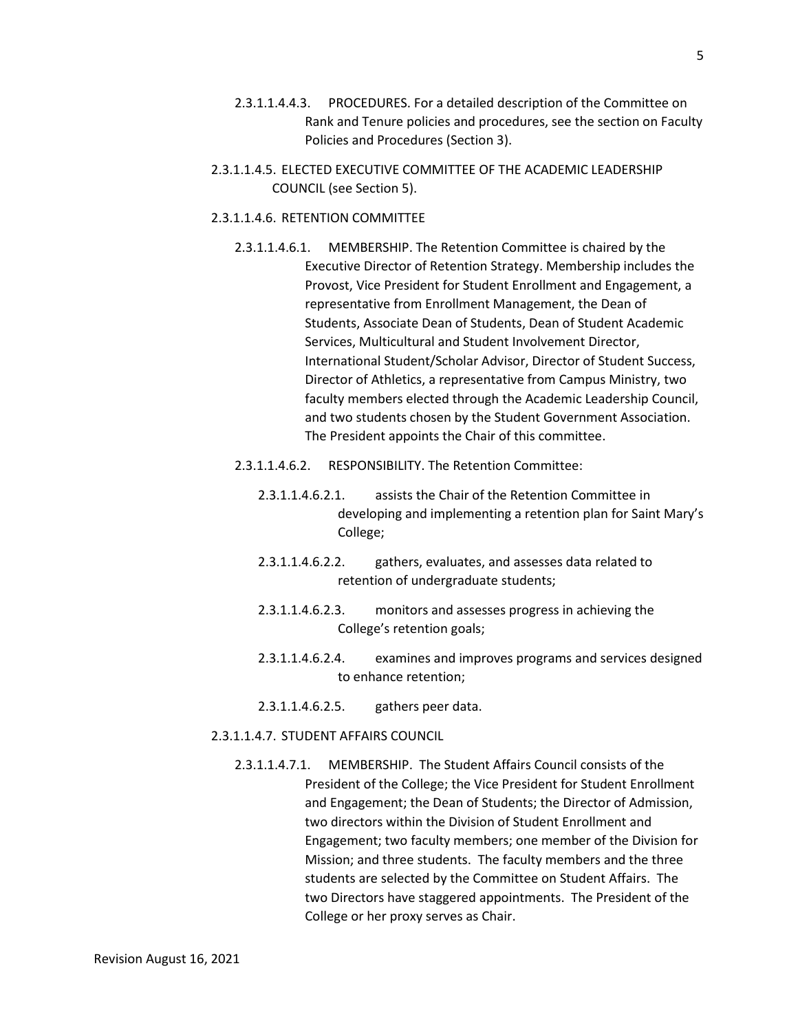2.3.1.1.4.4.3. PROCEDURES. For a detailed description of the Committee on Rank and Tenure policies and procedures, see the section on Faculty Policies and Procedures (Section 3).

2.3.1.1.4.5. ELECTED EXECUTIVE COMMITTEE OF THE ACADEMIC LEADERSHIP COUNCIL (see Section 5).

2.3.1.1.4.6. RETENTION COMMITTEE

2.3.1.1.4.6.1. MEMBERSHIP. The Retention Committee is chaired by the Executive Director of Retention Strategy. Membership includes the Provost, Vice President for Student Enrollment and Engagement, a representative from Enrollment Management, the Dean of Students, Associate Dean of Students, Dean of Student Academic Services, Multicultural and Student Involvement Director, International Student/Scholar Advisor, Director of Student Success, Director of Athletics, a representative from Campus Ministry, two faculty members elected through the Academic Leadership Council, and two students chosen by the Student Government Association. The President appoints the Chair of this committee.

2.3.1.1.4.6.2. RESPONSIBILITY. The Retention Committee:

2.3.1.1.4.6.2.1. assists the Chair of the Retention Committee in developing and implementing a retention plan for Saint Mary's College;

2.3.1.1.4.6.2.2. gathers, evaluates, and assesses data related to retention of undergraduate students;

2.3.1.1.4.6.2.3. monitors and assesses progress in achieving the College's retention goals;

2.3.1.1.4.6.2.4. examines and improves programs and services designed to enhance retention;

2.3.1.1.4.6.2.5. gathers peer data.

2.3.1.1.4.7. STUDENT AFFAIRS COUNCIL

2.3.1.1.4.7.1. MEMBERSHIP. The Student Affairs Council consists of the President of the College; the Vice President for Student Enrollment and Engagement; the Dean of Students; the Director of Admission, two directors within the Division of Student Enrollment and Engagement; two faculty members; one member of the Division for Mission; and three students. The faculty members and the three students are selected by the Committee on Student Affairs. The two Directors have staggered appointments. The President of the College or her proxy serves as Chair.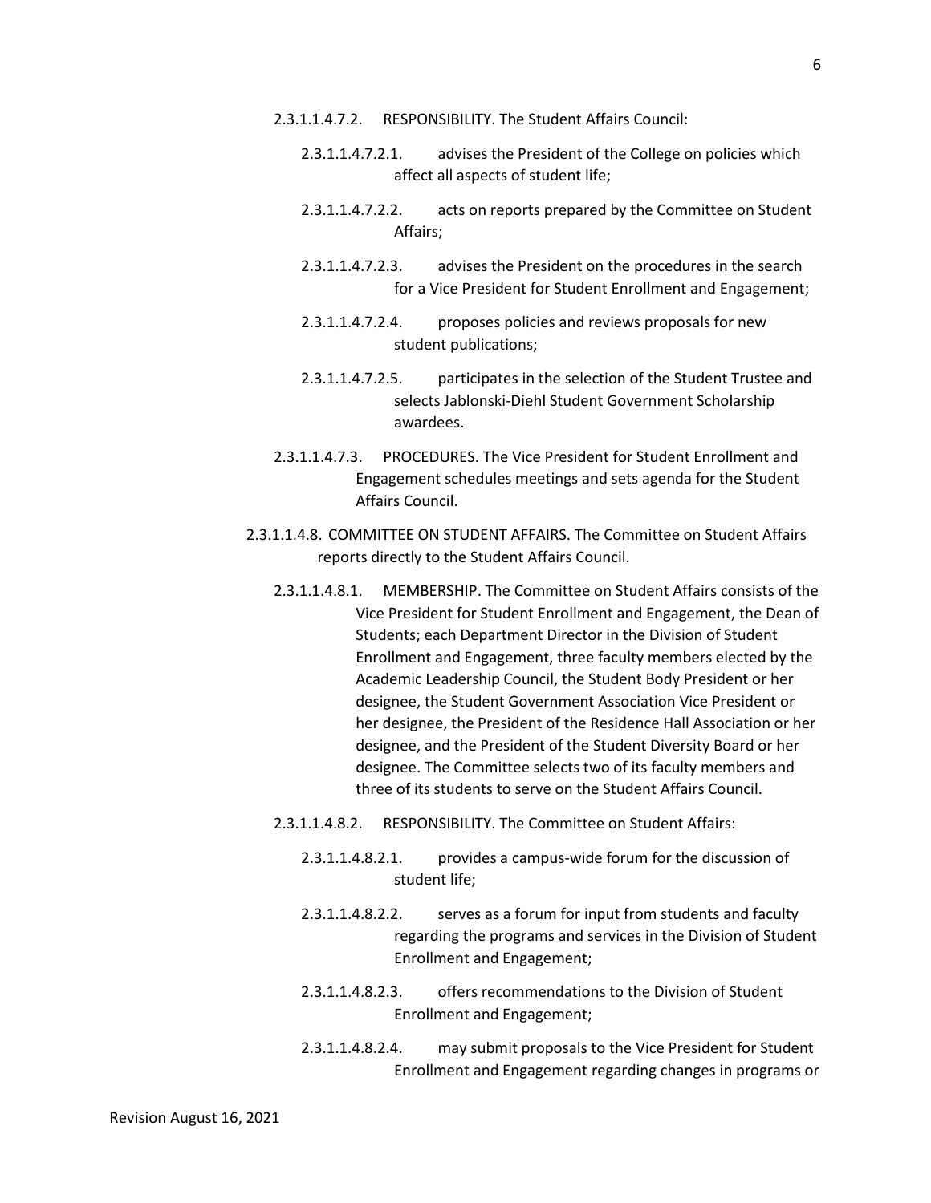2.3.1.1.4.7.2. RESPONSIBILITY. The Student Affairs Council:

2.3.1.1.4.7.2.1. advises the President of the College on policies which affect all aspects of student life;

2.3.1.1.4.7.2.2. acts on reports prepared by the Committee on Student Affairs;

2.3.1.1.4.7.2.3. advises the President on the procedures in the search for a Vice President for Student Enrollment and Engagement;

2.3.1.1.4.7.2.4. proposes policies and reviews proposals for new student publications;

2.3.1.1.4.7.2.5. participates in the selection of the Student Trustee and selects Jablonski-Diehl Student Government Scholarship awardees.

2.3.1.1.4.7.3. PROCEDURES. The Vice President for Student Enrollment and Engagement schedules meetings and sets agenda for the Student Affairs Council.

2.3.1.1.4.8. COMMITTEE ON STUDENT AFFAIRS. The Committee on Student Affairs reports directly to the Student Affairs Council.

2.3.1.1.4.8.1. MEMBERSHIP. The Committee on Student Affairs consists of the Vice President for Student Enrollment and Engagement, the Dean of Students; each Department Director in the Division of Student Enrollment and Engagement, three faculty members elected by the Academic Leadership Council, the Student Body President or her designee, the Student Government Association Vice President or her designee, the President of the Residence Hall Association or her designee, and the President of the Student Diversity Board or her designee. The Committee selects two of its faculty members and three of its students to serve on the Student Affairs Council.

2.3.1.1.4.8.2. RESPONSIBILITY. The Committee on Student Affairs:

2.3.1.1.4.8.2.1. provides a campus-wide forum for the discussion of student life;

2.3.1.1.4.8.2.2. serves as a forum for input from students and faculty regarding the programs and services in the Division of Student Enrollment and Engagement;

2.3.1.1.4.8.2.3. offers recommendations to the Division of Student Enrollment and Engagement;

2.3.1.1.4.8.2.4. may submit proposals to the Vice President for Student Enrollment and Engagement regarding changes in programs or

Revision August 16, 2021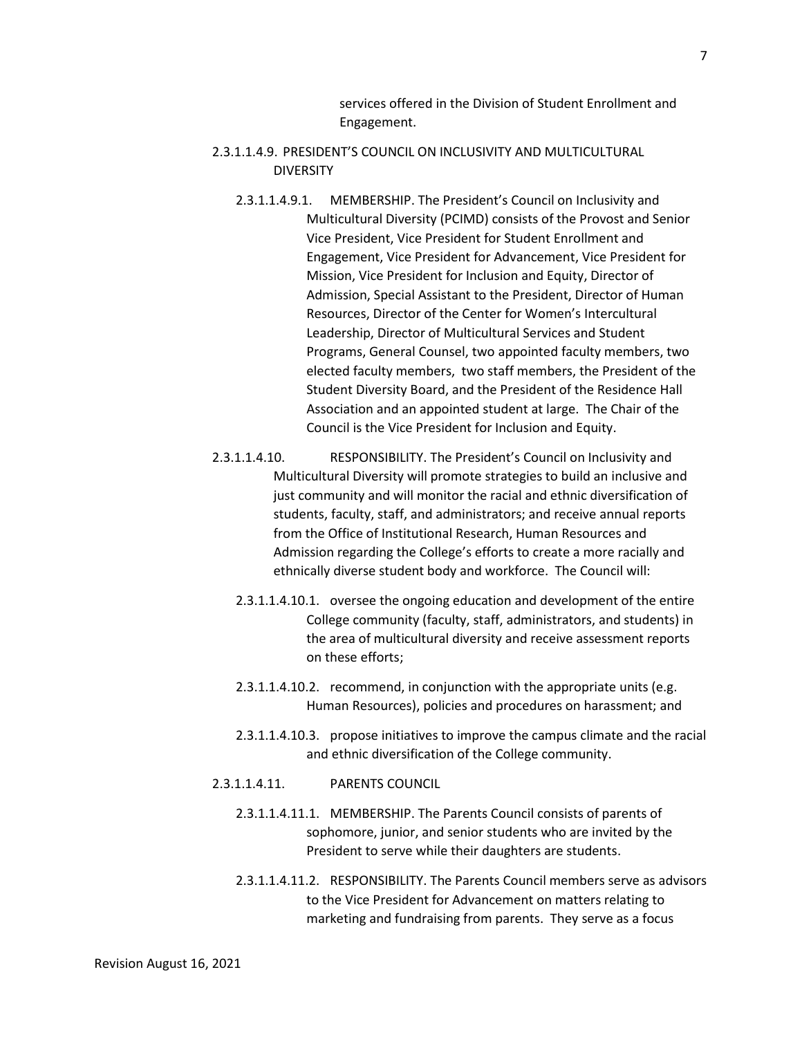services offered in the Division of Student Enrollment and Engagement.

2.3.1.1.4.9. PRESIDENT'S COUNCIL ON INCLUSIVITY AND MULTICULTURAL DIVERSITY

2.3.1.1.4.9.1. MEMBERSHIP. The President's Council on Inclusivity and Multicultural Diversity (PCIMD) consists of the Provost and Senior Vice President, Vice President for Student Enrollment and Engagement, Vice President for Advancement, Vice President for Mission, Vice President for Inclusion and Equity, Director of Admission, Special Assistant to the President, Director of Human Resources, Director of the Center for Women's Intercultural Leadership, Director of Multicultural Services and Student Programs, General Counsel, two appointed faculty members, two elected faculty members, two staff members, the President of the Student Diversity Board, and the President of the Residence Hall Association and an appointed student at large. The Chair of the Council is the Vice President for Inclusion and Equity.

2.3.1.1.4.10. RESPONSIBILITY. The President's Council on Inclusivity and Multicultural Diversity will promote strategies to build an inclusive and just community and will monitor the racial and ethnic diversification of students, faculty, staff, and administrators; and receive annual reports from the Office of Institutional Research, Human Resources and Admission regarding the College's efforts to create a more racially and ethnically diverse student body and workforce. The Council will:

2.3.1.1.4.10.1. oversee the ongoing education and development of the entire College community (faculty, staff, administrators, and students) in the area of multicultural diversity and receive assessment reports on these efforts;

2.3.1.1.4.10.2. recommend, in conjunction with the appropriate units (e.g. Human Resources), policies and procedures on harassment; and

2.3.1.1.4.10.3. propose initiatives to improve the campus climate and the racial and ethnic diversification of the College community.

2.3.1.1.4.11. PARENTS COUNCIL

2.3.1.1.4.11.1. MEMBERSHIP. The Parents Council consists of parents of sophomore, junior, and senior students who are invited by the President to serve while their daughters are students.

2.3.1.1.4.11.2. RESPONSIBILITY. The Parents Council members serve as advisors to the Vice President for Advancement on matters relating to marketing and fundraising from parents. They serve as a focus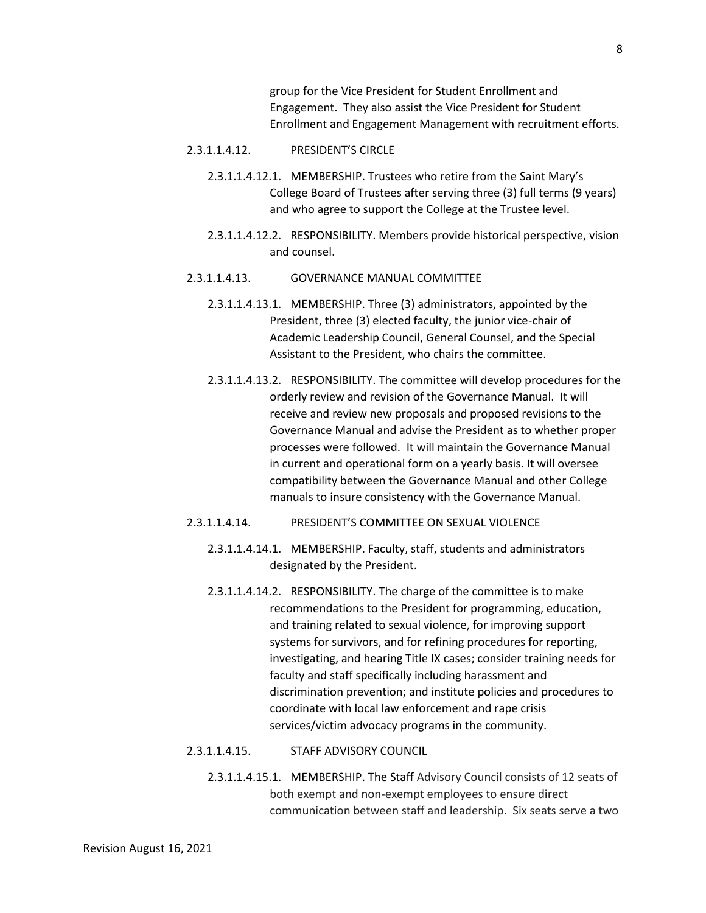group for the Vice President for Student Enrollment and Engagement. They also assist the Vice President for Student Enrollment and Engagement Management with recruitment efforts.

2.3.1.1.4.12. PRESIDENT'S CIRCLE

2.3.1.1.4.12.1. MEMBERSHIP. Trustees who retire from the Saint Mary's College Board of Trustees after serving three (3) full terms (9 years) and who agree to support the College at the Trustee level.

2.3.1.1.4.12.2. RESPONSIBILITY. Members provide historical perspective, vision and counsel.

2.3.1.1.4.13. GOVERNANCE MANUAL COMMITTEE

2.3.1.1.4.13.1. MEMBERSHIP. Three (3) administrators, appointed by the President, three (3) elected faculty, the junior vice-chair of Academic Leadership Council, General Counsel, and the Special Assistant to the President, who chairs the committee.

2.3.1.1.4.13.2. RESPONSIBILITY. The committee will develop procedures for the orderly review and revision of the Governance Manual. It will receive and review new proposals and proposed revisions to the Governance Manual and advise the President as to whether proper processes were followed. It will maintain the Governance Manual in current and operational form on a yearly basis. It will oversee compatibility between the Governance Manual and other College manuals to insure consistency with the Governance Manual.

2.3.1.1.4.14. PRESIDENT'S COMMITTEE ON SEXUAL VIOLENCE

2.3.1.1.4.14.1. MEMBERSHIP. Faculty, staff, students and administrators designated by the President.

2.3.1.1.4.14.2. RESPONSIBILITY. The charge of the committee is to make recommendations to the President for programming, education, and training related to sexual violence, for improving support systems for survivors, and for refining procedures for reporting, investigating, and hearing Title IX cases; consider training needs for faculty and staff specifically including harassment and discrimination prevention; and institute policies and procedures to coordinate with local law enforcement and rape crisis services/victim advocacy programs in the community.

2.3.1.1.4.15. STAFF ADVISORY COUNCIL

2.3.1.1.4.15.1. MEMBERSHIP. The Staff Advisory Council consists of 12 seats of both exempt and non-exempt employees to ensure direct communication between staff and leadership. Six seats serve a two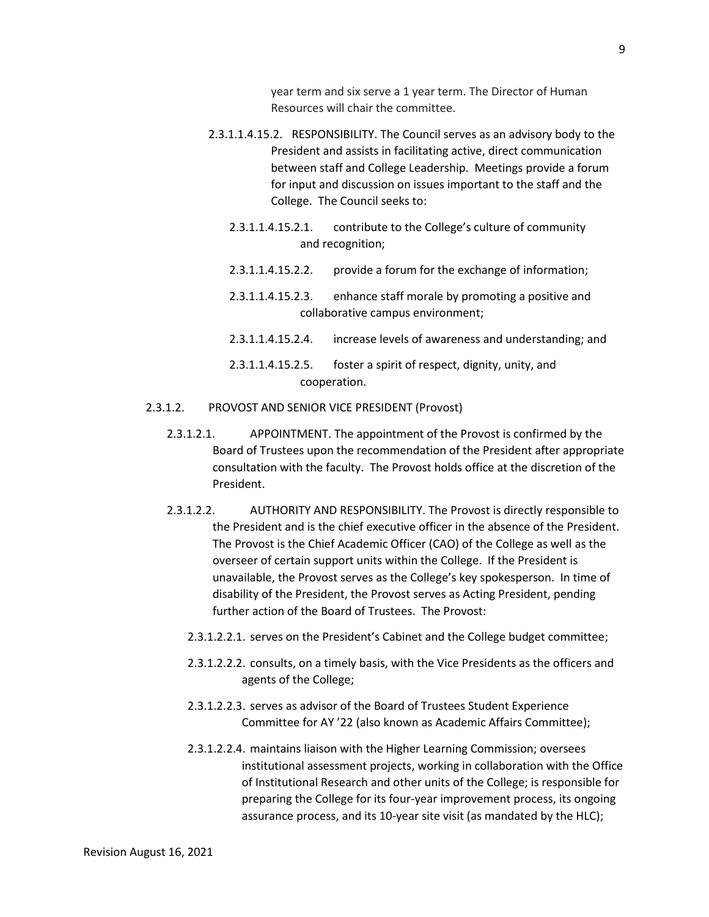year term and six serve a 1 year term. The Director of Human Resources will chair the committee.

2.3.1.1.4.15.2. RESPONSIBILITY. The Council serves as an advisory body to the President and assists in facilitating active, direct communication between staff and College Leadership. Meetings provide a forum for input and discussion on issues important to the staff and the College. The Council seeks to:

2.3.1.1.4.15.2.1. contribute to the College's culture of community and recognition;

2.3.1.1.4.15.2.2. provide a forum for the exchange of information;

2.3.1.1.4.15.2.3. enhance staff morale by promoting a positive and collaborative campus environment;

2.3.1.1.4.15.2.4. increase levels of awareness and understanding; and

2.3.1.1.4.15.2.5. foster a spirit of respect, dignity, unity, and cooperation.

2.3.1.2. PROVOST AND SENIOR VICE PRESIDENT (Provost)

2.3.1.2.1. APPOINTMENT. The appointment of the Provost is confirmed by the Board of Trustees upon the recommendation of the President after appropriate consultation with the faculty. The Provost holds office at the discretion of the President.

2.3.1.2.2. AUTHORITY AND RESPONSIBILITY. The Provost is directly responsible to the President and is the chief executive officer in the absence of the President. The Provost is the Chief Academic Officer (CAO) of the College as well as the overseer of certain support units within the College. If the President is unavailable, the Provost serves as the College's key spokesperson. In time of disability of the President, the Provost serves as Acting President, pending further action of the Board of Trustees. The Provost:

2.3.1.2.2.1. serves on the President's Cabinet and the College budget committee;

2.3.1.2.2.2. consults, on a timely basis, with the Vice Presidents as the officers and agents of the College;

2.3.1.2.2.3. serves as advisor of the Board of Trustees Student Experience Committee for AY '22 (also known as Academic Affairs Committee);

2.3.1.2.2.4. maintains liaison with the Higher Learning Commission; oversees institutional assessment projects, working in collaboration with the Office of Institutional Research and other units of the College; is responsible for preparing the College for its four-year improvement process, its ongoing assurance process, and its 10-year site visit (as mandated by the HLC);

Revision August 16, 2021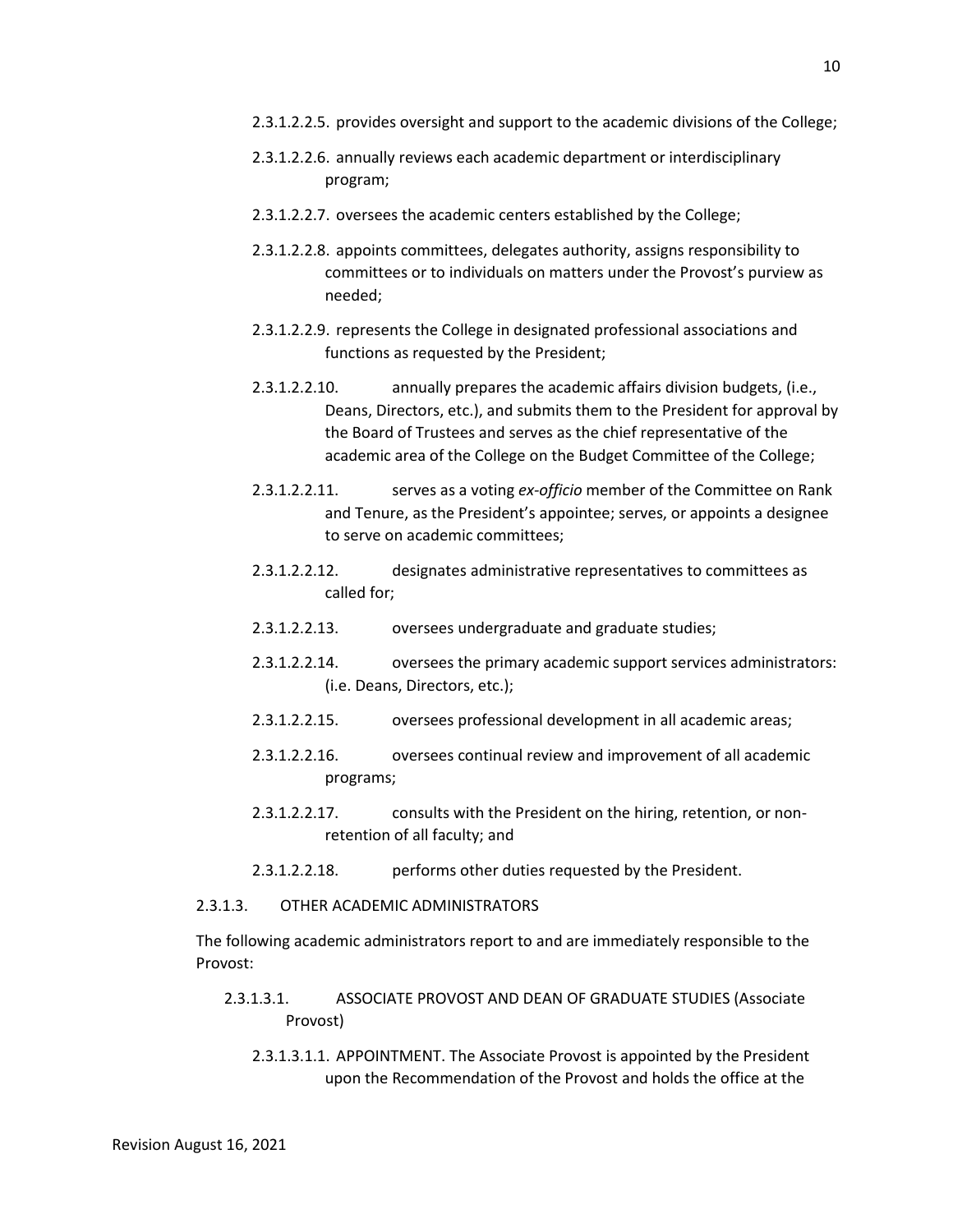2.3.1.2.2.5. provides oversight and support to the academic divisions of the College;

2.3.1.2.2.6. annually reviews each academic department or interdisciplinary program;

2.3.1.2.2.7. oversees the academic centers established by the College;

2.3.1.2.2.8. appoints committees, delegates authority, assigns responsibility to committees or to individuals on matters under the Provost's purview as needed;

2.3.1.2.2.9. represents the College in designated professional associations and functions as requested by the President;

2.3.1.2.2.10. annually prepares the academic affairs division budgets, (i.e., Deans, Directors, etc.), and submits them to the President for approval by the Board of Trustees and serves as the chief representative of the academic area of the College on the Budget Committee of the College;

2.3.1.2.2.11. serves as a voting *ex-officio* member of the Committee on Rank and Tenure, as the President's appointee; serves, or appoints a designee to serve on academic committees;

2.3.1.2.2.12. designates administrative representatives to committees as called for;

2.3.1.2.2.13. oversees undergraduate and graduate studies;

2.3.1.2.2.14. oversees the primary academic support services administrators: (i.e. Deans, Directors, etc.);

2.3.1.2.2.15. oversees professional development in all academic areas;

2.3.1.2.2.16. oversees continual review and improvement of all academic programs;

2.3.1.2.2.17. consults with the President on the hiring, retention, or non-retention of all faculty; and

2.3.1.2.2.18. performs other duties requested by the President.

2.3.1.3. OTHER ACADEMIC ADMINISTRATORS

The following academic administrators report to and are immediately responsible to the Provost:

2.3.1.3.1. ASSOCIATE PROVOST AND DEAN OF GRADUATE STUDIES (Associate Provost)

2.3.1.3.1.1. APPOINTMENT. The Associate Provost is appointed by the President upon the Recommendation of the Provost and holds the office at the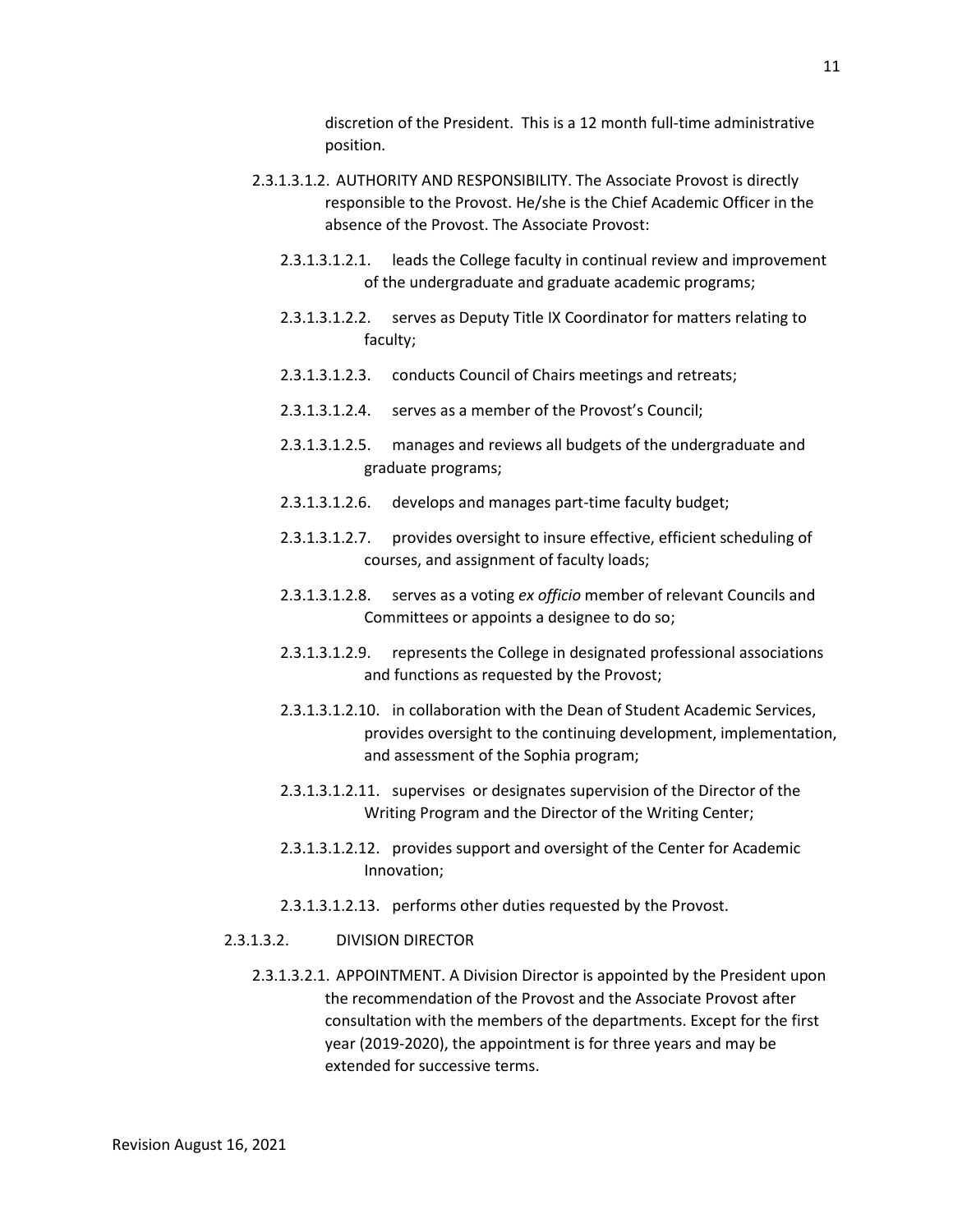discretion of the President. This is a 12 month full-time administrative position.

2.3.1.3.1.2. AUTHORITY AND RESPONSIBILITY. The Associate Provost is directly responsible to the Provost. He/she is the Chief Academic Officer in the absence of the Provost. The Associate Provost:

2.3.1.3.1.2.1. leads the College faculty in continual review and improvement of the undergraduate and graduate academic programs;

2.3.1.3.1.2.2. serves as Deputy Title IX Coordinator for matters relating to faculty;

2.3.1.3.1.2.3. conducts Council of Chairs meetings and retreats;

2.3.1.3.1.2.4. serves as a member of the Provost's Council;

2.3.1.3.1.2.5. manages and reviews all budgets of the undergraduate and graduate programs;

2.3.1.3.1.2.6. develops and manages part-time faculty budget;

2.3.1.3.1.2.7. provides oversight to insure effective, efficient scheduling of courses, and assignment of faculty loads;

2.3.1.3.1.2.8. serves as a voting *ex officio* member of relevant Councils and Committees or appoints a designee to do so;

2.3.1.3.1.2.9. represents the College in designated professional associations and functions as requested by the Provost;

2.3.1.3.1.2.10. in collaboration with the Dean of Student Academic Services, provides oversight to the continuing development, implementation, and assessment of the Sophia program;

2.3.1.3.1.2.11. supervises or designates supervision of the Director of the Writing Program and the Director of the Writing Center;

2.3.1.3.1.2.12. provides support and oversight of the Center for Academic Innovation;

2.3.1.3.1.2.13. performs other duties requested by the Provost.

2.3.1.3.2. DIVISION DIRECTOR

2.3.1.3.2.1. APPOINTMENT. A Division Director is appointed by the President upon the recommendation of the Provost and the Associate Provost after consultation with the members of the departments. Except for the first year (2019-2020), the appointment is for three years and may be extended for successive terms.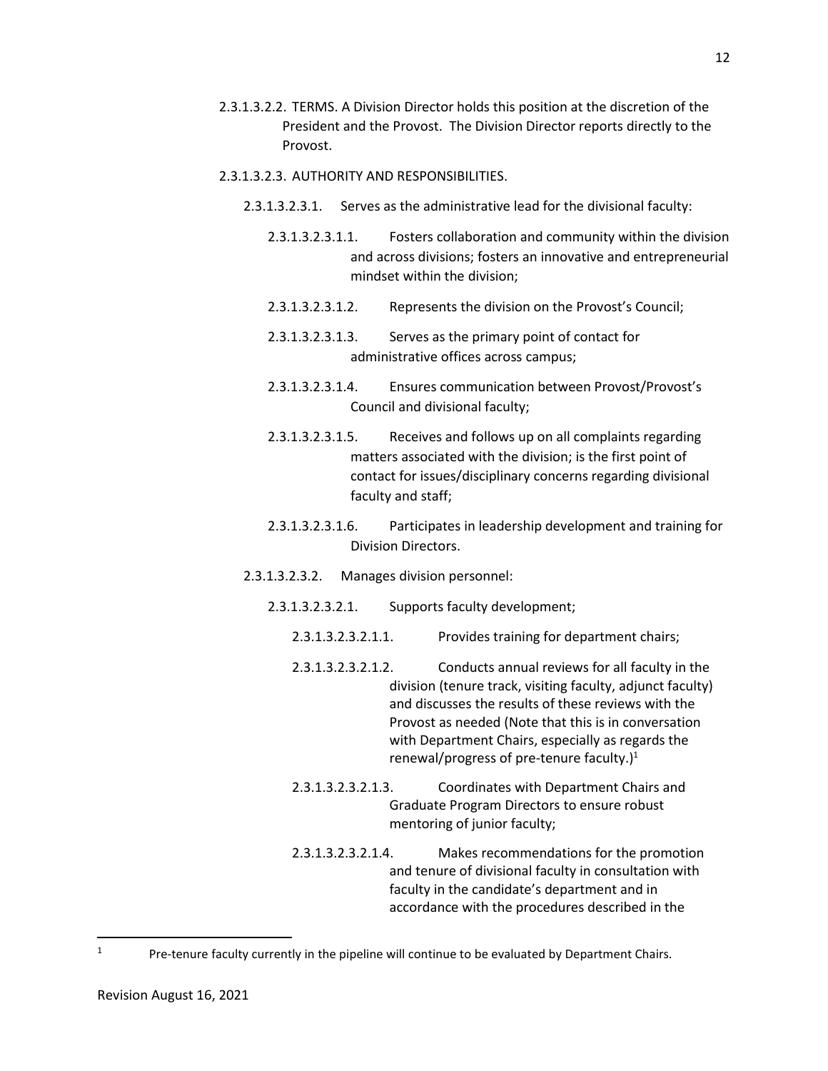2.3.1.3.2.2. TERMS. A Division Director holds this position at the discretion of the President and the Provost. The Division Director reports directly to the Provost.

2.3.1.3.2.3. AUTHORITY AND RESPONSIBILITIES.

2.3.1.3.2.3.1. Serves as the administrative lead for the divisional faculty:

2.3.1.3.2.3.1.1. Fosters collaboration and community within the division and across divisions; fosters an innovative and entrepreneurial mindset within the division;

2.3.1.3.2.3.1.2. Represents the division on the Provost's Council;

2.3.1.3.2.3.1.3. Serves as the primary point of contact for administrative offices across campus;

2.3.1.3.2.3.1.4. Ensures communication between Provost/Provost's Council and divisional faculty;

2.3.1.3.2.3.1.5. Receives and follows up on all complaints regarding matters associated with the division; is the first point of contact for issues/disciplinary concerns regarding divisional faculty and staff;

2.3.1.3.2.3.1.6. Participates in leadership development and training for Division Directors.

2.3.1.3.2.3.2. Manages division personnel:

2.3.1.3.2.3.2.1. Supports faculty development;

2.3.1.3.2.3.2.1.1. Provides training for department chairs;

2.3.1.3.2.3.2.1.2. Conducts annual reviews for all faculty in the division (tenure track, visiting faculty, adjunct faculty) and discusses the results of these reviews with the Provost as needed (Note that this is in conversation with Department Chairs, especially as regards the renewal/progress of pre-tenure faculty.)[1]

2.3.1.3.2.3.2.1.3. Coordinates with Department Chairs and Graduate Program Directors to ensure robust mentoring of junior faculty;

2.3.1.3.2.3.2.1.4. Makes recommendations for the promotion and tenure of divisional faculty in consultation with faculty in the candidate's department and in accordance with the procedures described in the

---

[1] Pre-tenure faculty currently in the pipeline will continue to be evaluated by Department Chairs.

Revision August 16, 2021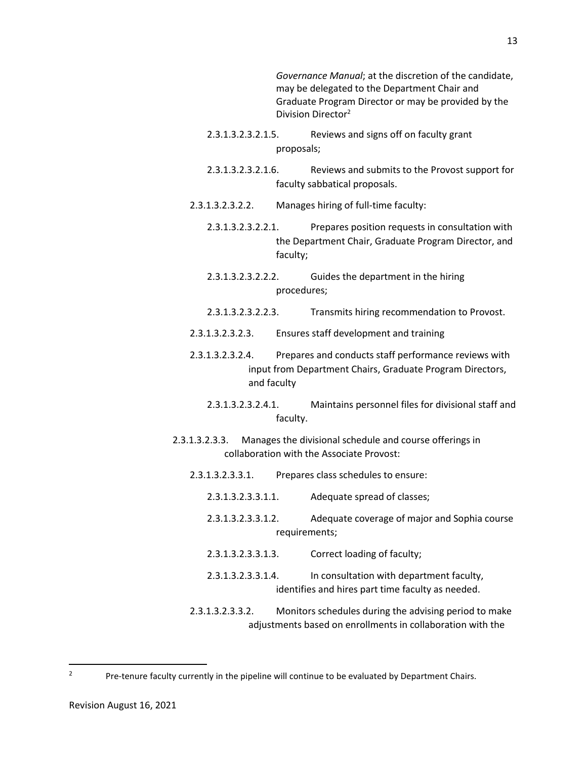*Governance Manual*; at the discretion of the candidate, may be delegated to the Department Chair and Graduate Program Director or may be provided by the Division Director[2]

2.3.1.3.2.3.2.1.5. Reviews and signs off on faculty grant proposals;

2.3.1.3.2.3.2.1.6. Reviews and submits to the Provost support for faculty sabbatical proposals.

2.3.1.3.2.3.2.2. Manages hiring of full-time faculty:

2.3.1.3.2.3.2.2.1. Prepares position requests in consultation with the Department Chair, Graduate Program Director, and faculty;

2.3.1.3.2.3.2.2.2. Guides the department in the hiring procedures;

2.3.1.3.2.3.2.2.3. Transmits hiring recommendation to Provost.

2.3.1.3.2.3.2.3. Ensures staff development and training

2.3.1.3.2.3.2.4. Prepares and conducts staff performance reviews with input from Department Chairs, Graduate Program Directors, and faculty

2.3.1.3.2.3.2.4.1. Maintains personnel files for divisional staff and faculty.

2.3.1.3.2.3.3. Manages the divisional schedule and course offerings in collaboration with the Associate Provost:

2.3.1.3.2.3.3.1. Prepares class schedules to ensure:

2.3.1.3.2.3.3.1.1. Adequate spread of classes;

2.3.1.3.2.3.3.1.2. Adequate coverage of major and Sophia course requirements;

2.3.1.3.2.3.3.1.3. Correct loading of faculty;

2.3.1.3.2.3.3.1.4. In consultation with department faculty, identifies and hires part time faculty as needed.

2.3.1.3.2.3.3.2. Monitors schedules during the advising period to make adjustments based on enrollments in collaboration with the

---

[2] Pre-tenure faculty currently in the pipeline will continue to be evaluated by Department Chairs.

Revision August 16, 2021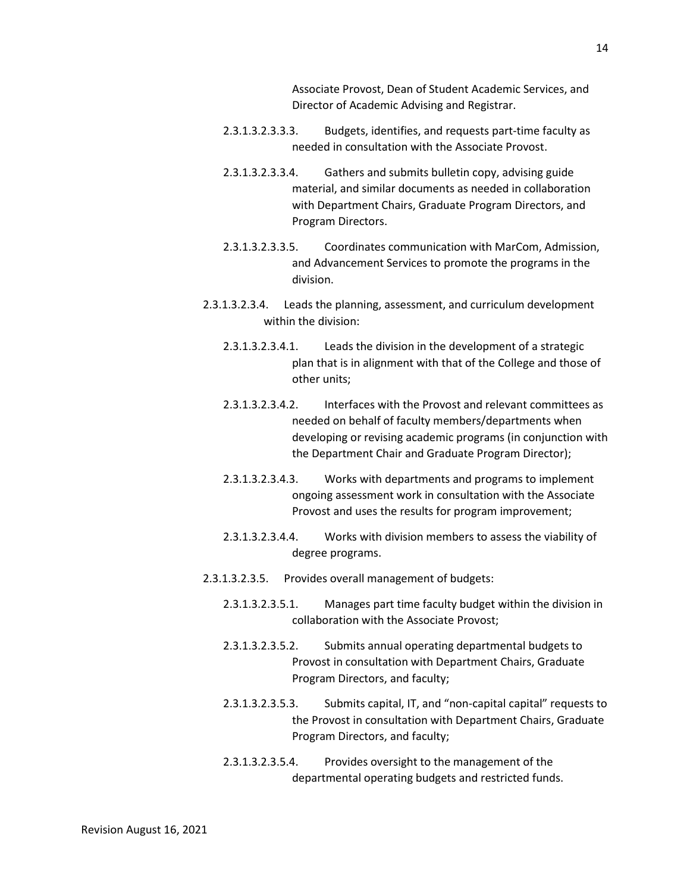Associate Provost, Dean of Student Academic Services, and Director of Academic Advising and Registrar.

2.3.1.3.2.3.3.3. Budgets, identifies, and requests part-time faculty as needed in consultation with the Associate Provost.

2.3.1.3.2.3.3.4. Gathers and submits bulletin copy, advising guide material, and similar documents as needed in collaboration with Department Chairs, Graduate Program Directors, and Program Directors.

2.3.1.3.2.3.3.5. Coordinates communication with MarCom, Admission, and Advancement Services to promote the programs in the division.

2.3.1.3.2.3.4. Leads the planning, assessment, and curriculum development within the division:

2.3.1.3.2.3.4.1. Leads the division in the development of a strategic plan that is in alignment with that of the College and those of other units;

2.3.1.3.2.3.4.2. Interfaces with the Provost and relevant committees as needed on behalf of faculty members/departments when developing or revising academic programs (in conjunction with the Department Chair and Graduate Program Director);

2.3.1.3.2.3.4.3. Works with departments and programs to implement ongoing assessment work in consultation with the Associate Provost and uses the results for program improvement;

2.3.1.3.2.3.4.4. Works with division members to assess the viability of degree programs.

2.3.1.3.2.3.5. Provides overall management of budgets:

2.3.1.3.2.3.5.1. Manages part time faculty budget within the division in collaboration with the Associate Provost;

2.3.1.3.2.3.5.2. Submits annual operating departmental budgets to Provost in consultation with Department Chairs, Graduate Program Directors, and faculty;

2.3.1.3.2.3.5.3. Submits capital, IT, and "non-capital capital" requests to the Provost in consultation with Department Chairs, Graduate Program Directors, and faculty;

2.3.1.3.2.3.5.4. Provides oversight to the management of the departmental operating budgets and restricted funds.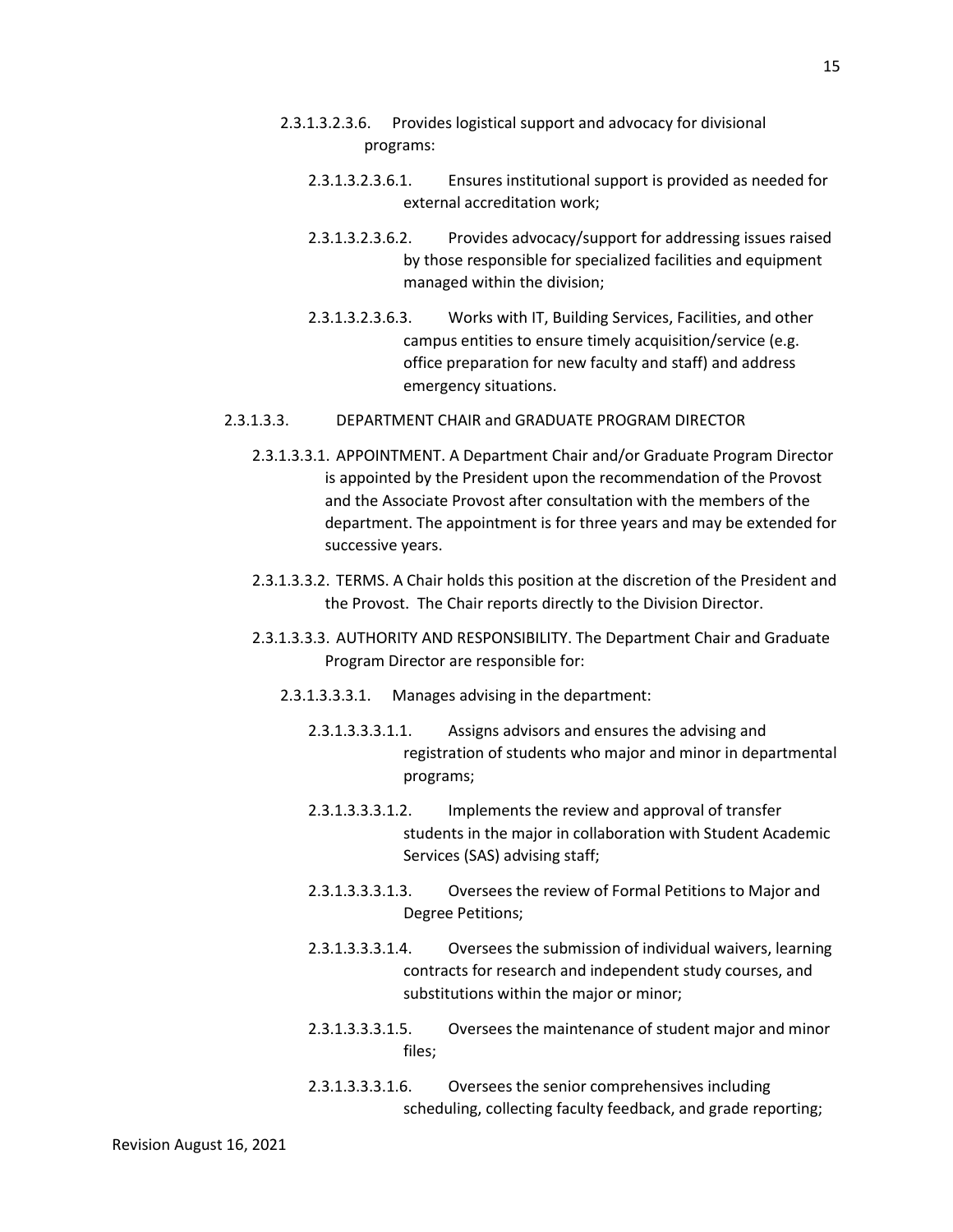2.3.1.3.2.3.6. Provides logistical support and advocacy for divisional programs:

2.3.1.3.2.3.6.1. Ensures institutional support is provided as needed for external accreditation work;

2.3.1.3.2.3.6.2. Provides advocacy/support for addressing issues raised by those responsible for specialized facilities and equipment managed within the division;

2.3.1.3.2.3.6.3. Works with IT, Building Services, Facilities, and other campus entities to ensure timely acquisition/service (e.g. office preparation for new faculty and staff) and address emergency situations.

2.3.1.3.3. DEPARTMENT CHAIR and GRADUATE PROGRAM DIRECTOR

2.3.1.3.3.1. APPOINTMENT. A Department Chair and/or Graduate Program Director is appointed by the President upon the recommendation of the Provost and the Associate Provost after consultation with the members of the department. The appointment is for three years and may be extended for successive years.

2.3.1.3.3.2. TERMS. A Chair holds this position at the discretion of the President and the Provost. The Chair reports directly to the Division Director.

2.3.1.3.3.3. AUTHORITY AND RESPONSIBILITY. The Department Chair and Graduate Program Director are responsible for:

2.3.1.3.3.3.1. Manages advising in the department:

2.3.1.3.3.3.1.1. Assigns advisors and ensures the advising and registration of students who major and minor in departmental programs;

2.3.1.3.3.3.1.2. Implements the review and approval of transfer students in the major in collaboration with Student Academic Services (SAS) advising staff;

2.3.1.3.3.3.1.3. Oversees the review of Formal Petitions to Major and Degree Petitions;

2.3.1.3.3.3.1.4. Oversees the submission of individual waivers, learning contracts for research and independent study courses, and substitutions within the major or minor;

2.3.1.3.3.3.1.5. Oversees the maintenance of student major and minor files;

2.3.1.3.3.3.1.6. Oversees the senior comprehensives including scheduling, collecting faculty feedback, and grade reporting;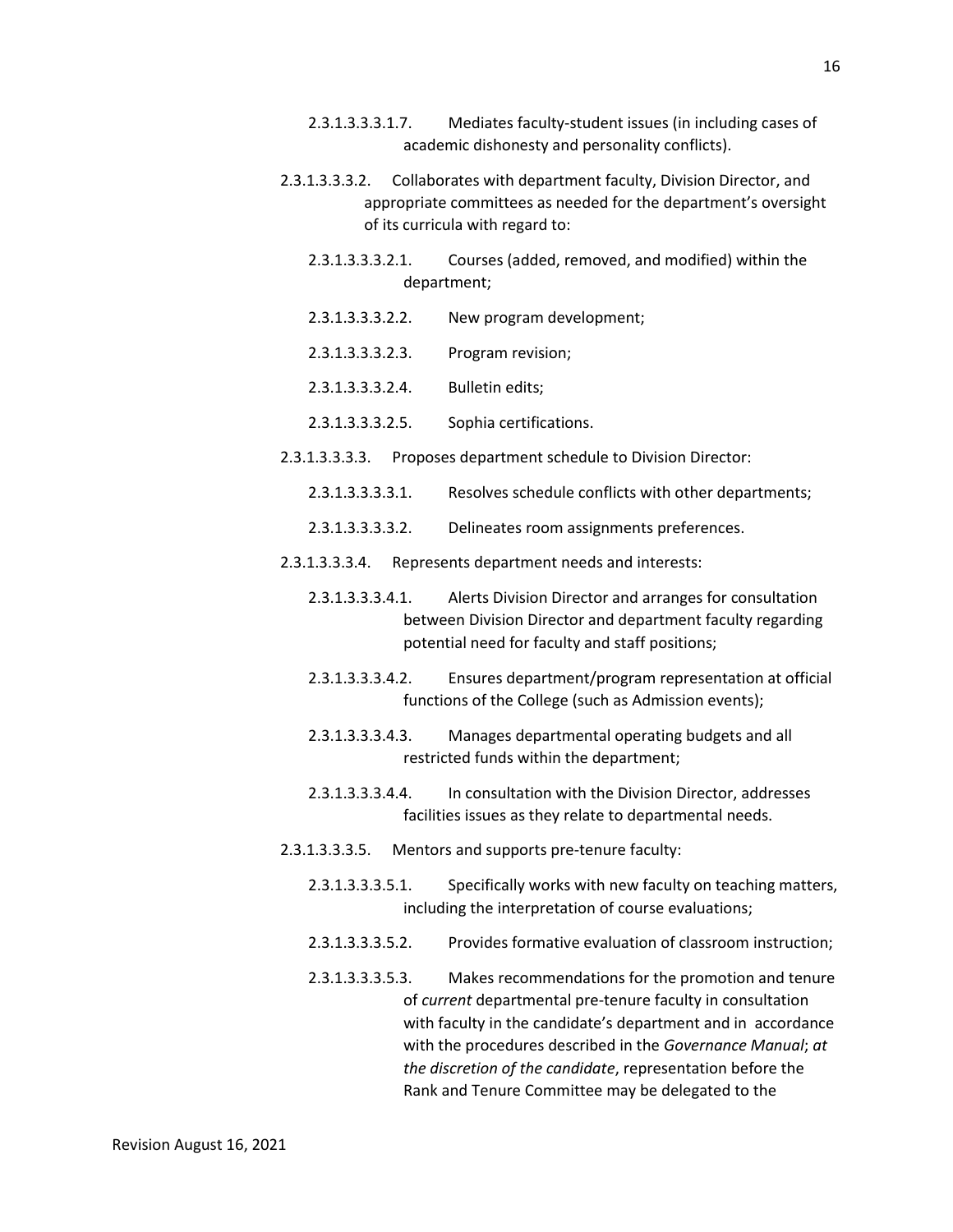2.3.1.3.3.3.1.7. Mediates faculty-student issues (in including cases of academic dishonesty and personality conflicts).

2.3.1.3.3.3.2. Collaborates with department faculty, Division Director, and appropriate committees as needed for the department's oversight of its curricula with regard to:

2.3.1.3.3.3.2.1. Courses (added, removed, and modified) within the department;

2.3.1.3.3.3.2.2. New program development;

2.3.1.3.3.3.2.3. Program revision;

2.3.1.3.3.3.2.4. Bulletin edits;

2.3.1.3.3.3.2.5. Sophia certifications.

2.3.1.3.3.3.3. Proposes department schedule to Division Director:

2.3.1.3.3.3.3.1. Resolves schedule conflicts with other departments;

2.3.1.3.3.3.3.2. Delineates room assignments preferences.

2.3.1.3.3.3.4. Represents department needs and interests:

2.3.1.3.3.3.4.1. Alerts Division Director and arranges for consultation between Division Director and department faculty regarding potential need for faculty and staff positions;

2.3.1.3.3.3.4.2. Ensures department/program representation at official functions of the College (such as Admission events);

2.3.1.3.3.3.4.3. Manages departmental operating budgets and all restricted funds within the department;

2.3.1.3.3.3.4.4. In consultation with the Division Director, addresses facilities issues as they relate to departmental needs.

2.3.1.3.3.3.5. Mentors and supports pre-tenure faculty:

2.3.1.3.3.3.5.1. Specifically works with new faculty on teaching matters, including the interpretation of course evaluations;

2.3.1.3.3.3.5.2. Provides formative evaluation of classroom instruction;

2.3.1.3.3.3.5.3. Makes recommendations for the promotion and tenure of *current* departmental pre-tenure faculty in consultation with faculty in the candidate's department and in accordance with the procedures described in the *Governance Manual*; *at the discretion of the candidate*, representation before the Rank and Tenure Committee may be delegated to the

Revision August 16, 2021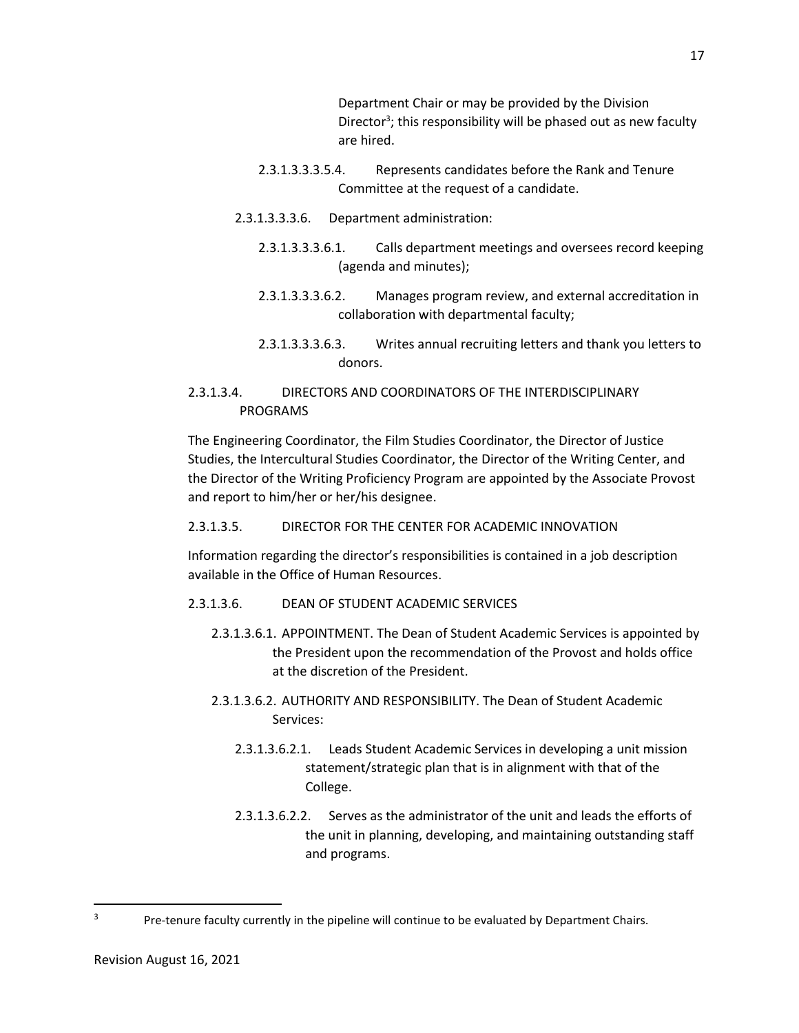Department Chair or may be provided by the Division Director[3]; this responsibility will be phased out as new faculty are hired.

2.3.1.3.3.5.4. Represents candidates before the Rank and Tenure Committee at the request of a candidate.

2.3.1.3.3.6. Department administration:

2.3.1.3.3.6.1. Calls department meetings and oversees record keeping (agenda and minutes);

2.3.1.3.3.6.2. Manages program review, and external accreditation in collaboration with departmental faculty;

2.3.1.3.3.6.3. Writes annual recruiting letters and thank you letters to donors.

2.3.1.3.4. DIRECTORS AND COORDINATORS OF THE INTERDISCIPLINARY PROGRAMS

The Engineering Coordinator, the Film Studies Coordinator, the Director of Justice Studies, the Intercultural Studies Coordinator, the Director of the Writing Center, and the Director of the Writing Proficiency Program are appointed by the Associate Provost and report to him/her or her/his designee.

2.3.1.3.5. DIRECTOR FOR THE CENTER FOR ACADEMIC INNOVATION

Information regarding the director's responsibilities is contained in a job description available in the Office of Human Resources.

2.3.1.3.6. DEAN OF STUDENT ACADEMIC SERVICES

2.3.1.3.6.1. APPOINTMENT. The Dean of Student Academic Services is appointed by the President upon the recommendation of the Provost and holds office at the discretion of the President.

2.3.1.3.6.2. AUTHORITY AND RESPONSIBILITY. The Dean of Student Academic Services:

2.3.1.3.6.2.1. Leads Student Academic Services in developing a unit mission statement/strategic plan that is in alignment with that of the College.

2.3.1.3.6.2.2. Serves as the administrator of the unit and leads the efforts of the unit in planning, developing, and maintaining outstanding staff and programs.

---

[3] Pre-tenure faculty currently in the pipeline will continue to be evaluated by Department Chairs.

Revision August 16, 2021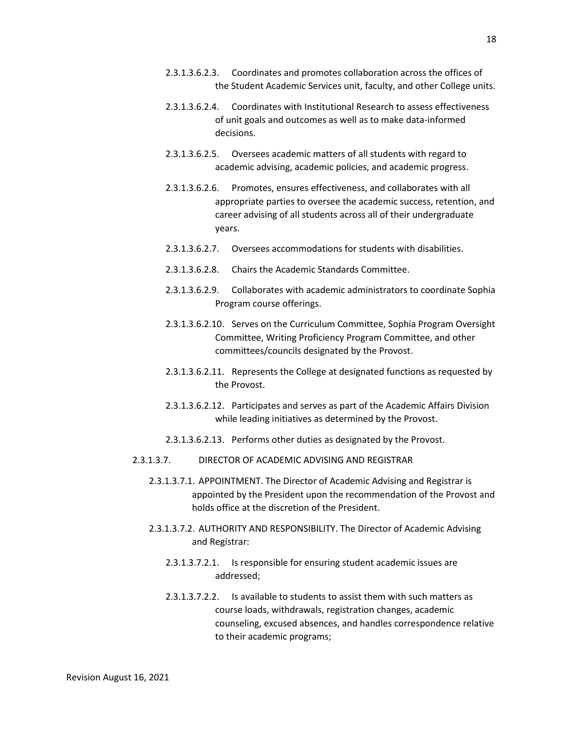2.3.1.3.6.2.3. Coordinates and promotes collaboration across the offices of the Student Academic Services unit, faculty, and other College units.

2.3.1.3.6.2.4. Coordinates with Institutional Research to assess effectiveness of unit goals and outcomes as well as to make data-informed decisions.

2.3.1.3.6.2.5. Oversees academic matters of all students with regard to academic advising, academic policies, and academic progress.

2.3.1.3.6.2.6. Promotes, ensures effectiveness, and collaborates with all appropriate parties to oversee the academic success, retention, and career advising of all students across all of their undergraduate years.

2.3.1.3.6.2.7. Oversees accommodations for students with disabilities.

2.3.1.3.6.2.8. Chairs the Academic Standards Committee.

2.3.1.3.6.2.9. Collaborates with academic administrators to coordinate Sophia Program course offerings.

2.3.1.3.6.2.10. Serves on the Curriculum Committee, Sophia Program Oversight Committee, Writing Proficiency Program Committee, and other committees/councils designated by the Provost.

2.3.1.3.6.2.11. Represents the College at designated functions as requested by the Provost.

2.3.1.3.6.2.12. Participates and serves as part of the Academic Affairs Division while leading initiatives as determined by the Provost.

2.3.1.3.6.2.13. Performs other duties as designated by the Provost.

2.3.1.3.7. DIRECTOR OF ACADEMIC ADVISING AND REGISTRAR

2.3.1.3.7.1. APPOINTMENT. The Director of Academic Advising and Registrar is appointed by the President upon the recommendation of the Provost and holds office at the discretion of the President.

2.3.1.3.7.2. AUTHORITY AND RESPONSIBILITY. The Director of Academic Advising and Registrar:

2.3.1.3.7.2.1. Is responsible for ensuring student academic issues are addressed;

2.3.1.3.7.2.2. Is available to students to assist them with such matters as course loads, withdrawals, registration changes, academic counseling, excused absences, and handles correspondence relative to their academic programs;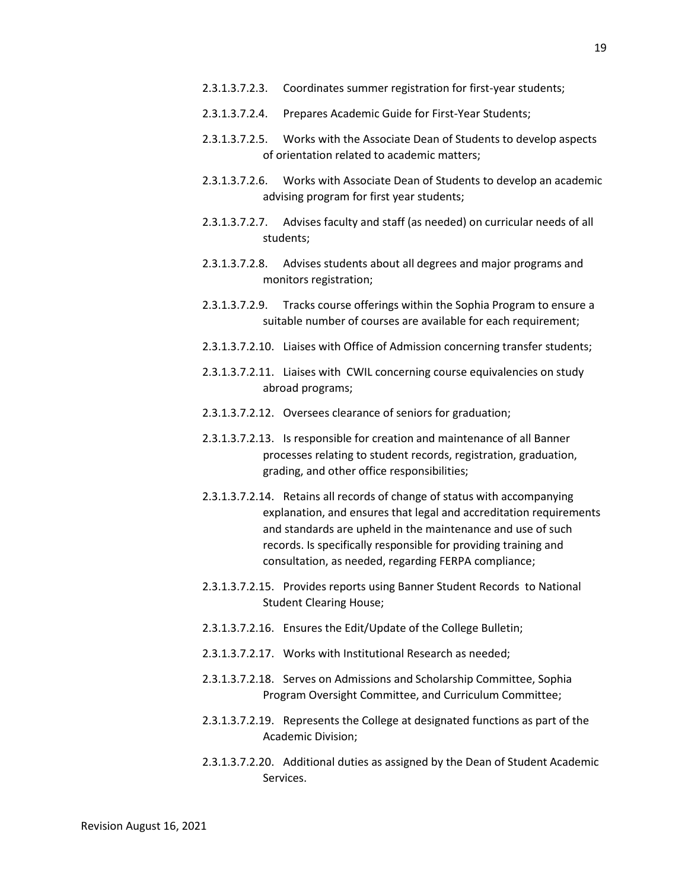2.3.1.3.7.2.3. Coordinates summer registration for first-year students;

2.3.1.3.7.2.4. Prepares Academic Guide for First-Year Students;

2.3.1.3.7.2.5. Works with the Associate Dean of Students to develop aspects of orientation related to academic matters;

2.3.1.3.7.2.6. Works with Associate Dean of Students to develop an academic advising program for first year students;

2.3.1.3.7.2.7. Advises faculty and staff (as needed) on curricular needs of all students;

2.3.1.3.7.2.8. Advises students about all degrees and major programs and monitors registration;

2.3.1.3.7.2.9. Tracks course offerings within the Sophia Program to ensure a suitable number of courses are available for each requirement;

2.3.1.3.7.2.10. Liaises with Office of Admission concerning transfer students;

2.3.1.3.7.2.11. Liaises with CWIL concerning course equivalencies on study abroad programs;

2.3.1.3.7.2.12. Oversees clearance of seniors for graduation;

2.3.1.3.7.2.13. Is responsible for creation and maintenance of all Banner processes relating to student records, registration, graduation, grading, and other office responsibilities;

2.3.1.3.7.2.14. Retains all records of change of status with accompanying explanation, and ensures that legal and accreditation requirements and standards are upheld in the maintenance and use of such records. Is specifically responsible for providing training and consultation, as needed, regarding FERPA compliance;

2.3.1.3.7.2.15. Provides reports using Banner Student Records to National Student Clearing House;

2.3.1.3.7.2.16. Ensures the Edit/Update of the College Bulletin;

2.3.1.3.7.2.17. Works with Institutional Research as needed;

2.3.1.3.7.2.18. Serves on Admissions and Scholarship Committee, Sophia Program Oversight Committee, and Curriculum Committee;

2.3.1.3.7.2.19. Represents the College at designated functions as part of the Academic Division;

2.3.1.3.7.2.20. Additional duties as assigned by the Dean of Student Academic Services.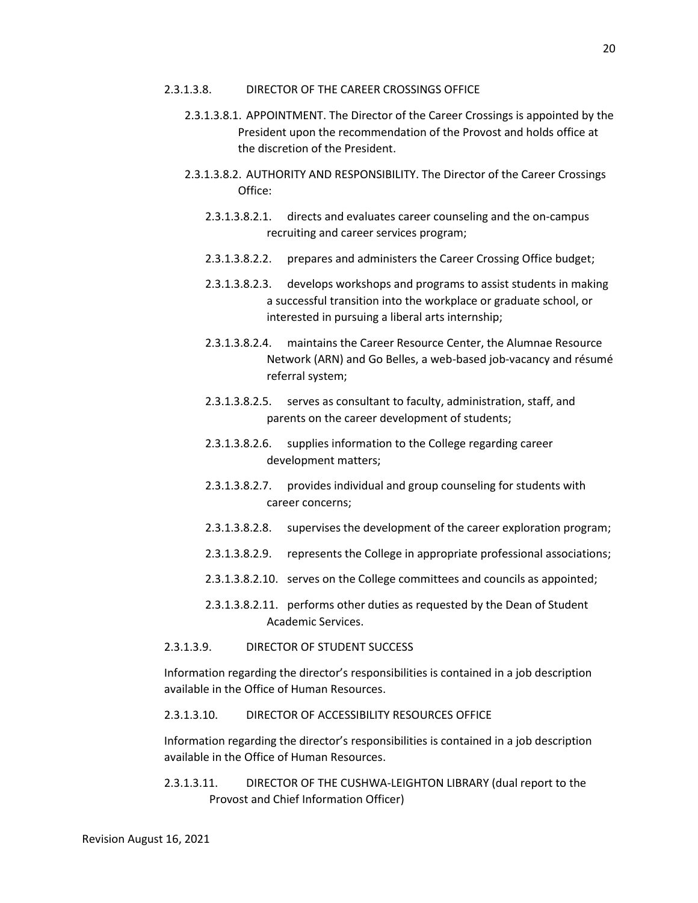2.3.1.3.8. DIRECTOR OF THE CAREER CROSSINGS OFFICE

2.3.1.3.8.1. APPOINTMENT. The Director of the Career Crossings is appointed by the President upon the recommendation of the Provost and holds office at the discretion of the President.

2.3.1.3.8.2. AUTHORITY AND RESPONSIBILITY. The Director of the Career Crossings Office:

2.3.1.3.8.2.1. directs and evaluates career counseling and the on-campus recruiting and career services program;

2.3.1.3.8.2.2. prepares and administers the Career Crossing Office budget;

2.3.1.3.8.2.3. develops workshops and programs to assist students in making a successful transition into the workplace or graduate school, or interested in pursuing a liberal arts internship;

2.3.1.3.8.2.4. maintains the Career Resource Center, the Alumnae Resource Network (ARN) and Go Belles, a web-based job-vacancy and résumé referral system;

2.3.1.3.8.2.5. serves as consultant to faculty, administration, staff, and parents on the career development of students;

2.3.1.3.8.2.6. supplies information to the College regarding career development matters;

2.3.1.3.8.2.7. provides individual and group counseling for students with career concerns;

2.3.1.3.8.2.8. supervises the development of the career exploration program;

2.3.1.3.8.2.9. represents the College in appropriate professional associations;

2.3.1.3.8.2.10. serves on the College committees and councils as appointed;

2.3.1.3.8.2.11. performs other duties as requested by the Dean of Student Academic Services.

2.3.1.3.9. DIRECTOR OF STUDENT SUCCESS

Information regarding the director's responsibilities is contained in a job description available in the Office of Human Resources.

2.3.1.3.10. DIRECTOR OF ACCESSIBILITY RESOURCES OFFICE

Information regarding the director's responsibilities is contained in a job description available in the Office of Human Resources.

2.3.1.3.11. DIRECTOR OF THE CUSHWA-LEIGHTON LIBRARY (dual report to the Provost and Chief Information Officer)

Revision August 16, 2021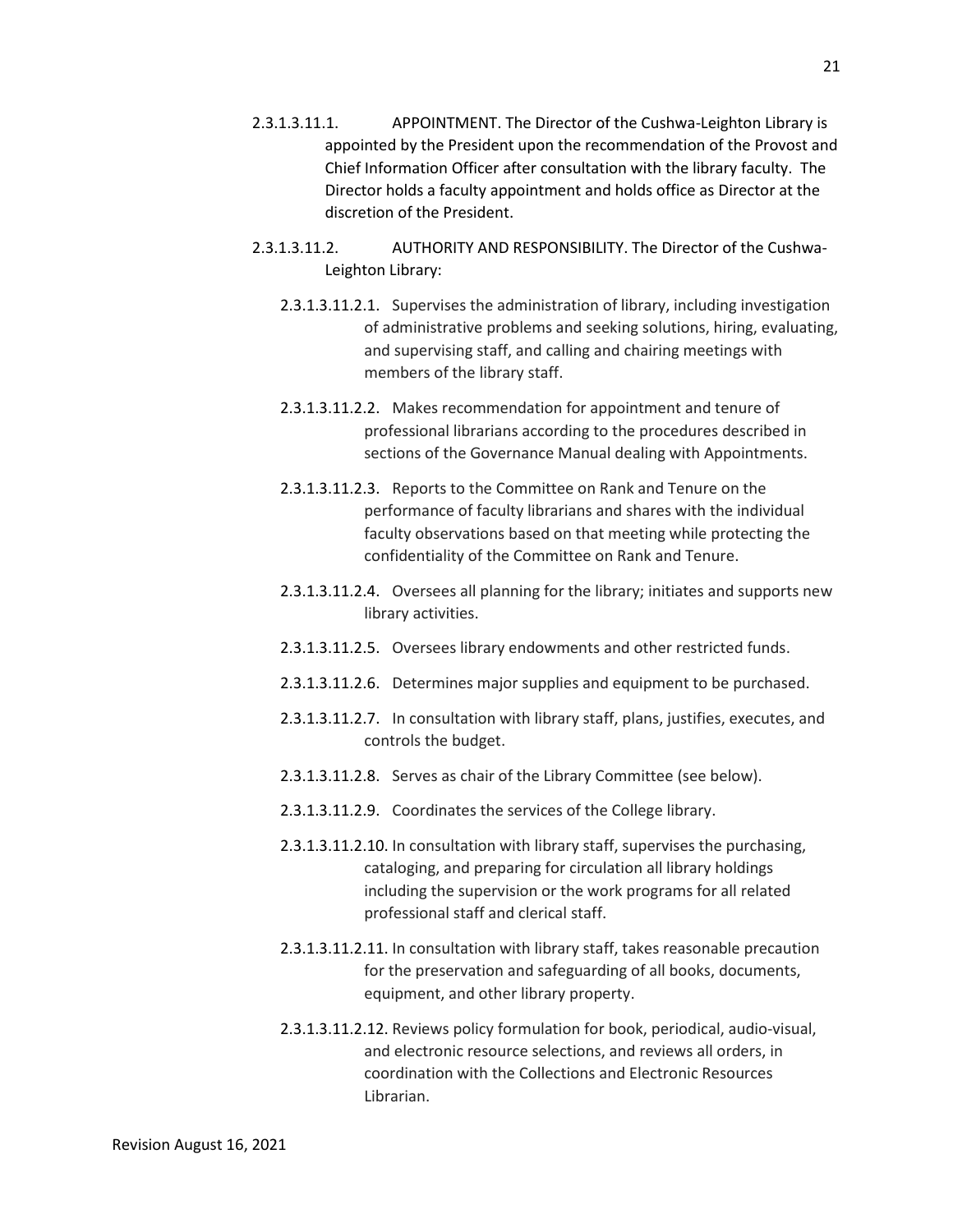2.3.1.3.11.1. APPOINTMENT. The Director of the Cushwa-Leighton Library is appointed by the President upon the recommendation of the Provost and Chief Information Officer after consultation with the library faculty. The Director holds a faculty appointment and holds office as Director at the discretion of the President.

2.3.1.3.11.2. AUTHORITY AND RESPONSIBILITY. The Director of the Cushwa-Leighton Library:

- 2.3.1.3.11.2.1. Supervises the administration of library, including investigation of administrative problems and seeking solutions, hiring, evaluating, and supervising staff, and calling and chairing meetings with members of the library staff.
- 2.3.1.3.11.2.2. Makes recommendation for appointment and tenure of professional librarians according to the procedures described in sections of the Governance Manual dealing with Appointments.
- 2.3.1.3.11.2.3. Reports to the Committee on Rank and Tenure on the performance of faculty librarians and shares with the individual faculty observations based on that meeting while protecting the confidentiality of the Committee on Rank and Tenure.
- 2.3.1.3.11.2.4. Oversees all planning for the library; initiates and supports new library activities.
- 2.3.1.3.11.2.5. Oversees library endowments and other restricted funds.
- 2.3.1.3.11.2.6. Determines major supplies and equipment to be purchased.
- 2.3.1.3.11.2.7. In consultation with library staff, plans, justifies, executes, and controls the budget.
- 2.3.1.3.11.2.8. Serves as chair of the Library Committee (see below).
- 2.3.1.3.11.2.9. Coordinates the services of the College library.
- 2.3.1.3.11.2.10. In consultation with library staff, supervises the purchasing, cataloging, and preparing for circulation all library holdings including the supervision or the work programs for all related professional staff and clerical staff.
- 2.3.1.3.11.2.11. In consultation with library staff, takes reasonable precaution for the preservation and safeguarding of all books, documents, equipment, and other library property.
- 2.3.1.3.11.2.12. Reviews policy formulation for book, periodical, audio-visual, and electronic resource selections, and reviews all orders, in coordination with the Collections and Electronic Resources Librarian.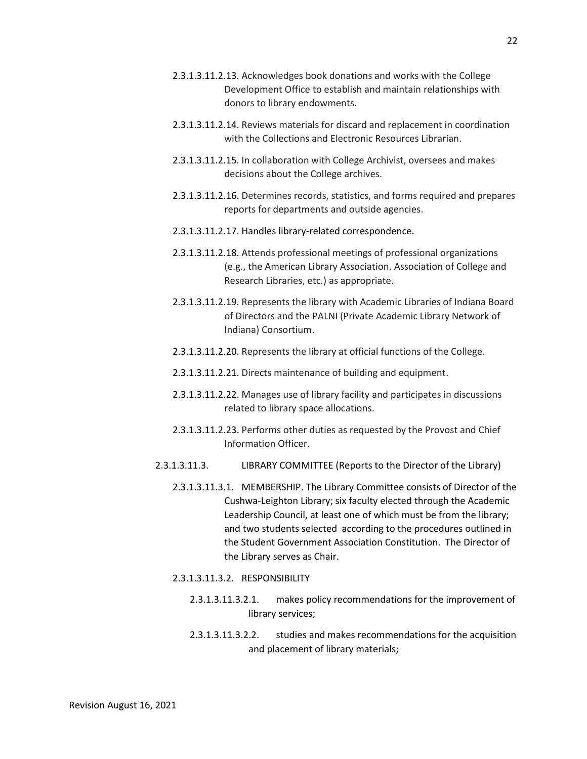2.3.1.3.11.2.13. Acknowledges book donations and works with the College Development Office to establish and maintain relationships with donors to library endowments.

2.3.1.3.11.2.14. Reviews materials for discard and replacement in coordination with the Collections and Electronic Resources Librarian.

2.3.1.3.11.2.15. In collaboration with College Archivist, oversees and makes decisions about the College archives.

2.3.1.3.11.2.16. Determines records, statistics, and forms required and prepares reports for departments and outside agencies.

2.3.1.3.11.2.17. Handles library-related correspondence.

2.3.1.3.11.2.18. Attends professional meetings of professional organizations (e.g., the American Library Association, Association of College and Research Libraries, etc.) as appropriate.

2.3.1.3.11.2.19. Represents the library with Academic Libraries of Indiana Board of Directors and the PALNI (Private Academic Library Network of Indiana) Consortium.

2.3.1.3.11.2.20. Represents the library at official functions of the College.

2.3.1.3.11.2.21. Directs maintenance of building and equipment.

2.3.1.3.11.2.22. Manages use of library facility and participates in discussions related to library space allocations.

2.3.1.3.11.2.23. Performs other duties as requested by the Provost and Chief Information Officer.

2.3.1.3.11.3. LIBRARY COMMITTEE (Reports to the Director of the Library)

2.3.1.3.11.3.1. MEMBERSHIP. The Library Committee consists of Director of the Cushwa-Leighton Library; six faculty elected through the Academic Leadership Council, at least one of which must be from the library; and two students selected according to the procedures outlined in the Student Government Association Constitution. The Director of the Library serves as Chair.

2.3.1.3.11.3.2. RESPONSIBILITY

2.3.1.3.11.3.2.1. makes policy recommendations for the improvement of library services;

2.3.1.3.11.3.2.2. studies and makes recommendations for the acquisition and placement of library materials;

Revision August 16, 2021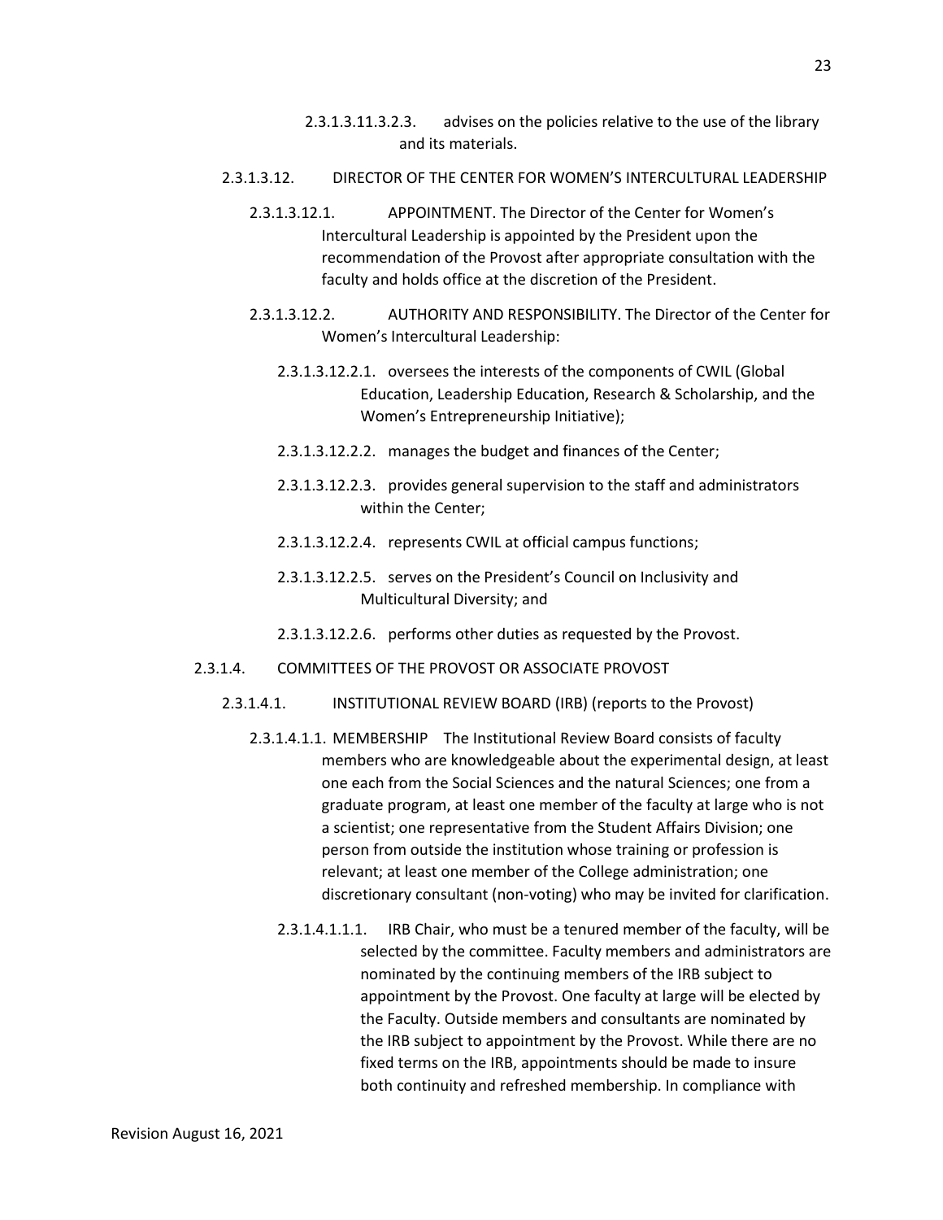2.3.1.3.11.3.2.3. advises on the policies relative to the use of the library and its materials.

2.3.1.3.12. DIRECTOR OF THE CENTER FOR WOMEN'S INTERCULTURAL LEADERSHIP

2.3.1.3.12.1. APPOINTMENT. The Director of the Center for Women's Intercultural Leadership is appointed by the President upon the recommendation of the Provost after appropriate consultation with the faculty and holds office at the discretion of the President.

2.3.1.3.12.2. AUTHORITY AND RESPONSIBILITY. The Director of the Center for Women's Intercultural Leadership:

2.3.1.3.12.2.1. oversees the interests of the components of CWIL (Global Education, Leadership Education, Research & Scholarship, and the Women's Entrepreneurship Initiative);

2.3.1.3.12.2.2. manages the budget and finances of the Center;

2.3.1.3.12.2.3. provides general supervision to the staff and administrators within the Center;

2.3.1.3.12.2.4. represents CWIL at official campus functions;

2.3.1.3.12.2.5. serves on the President's Council on Inclusivity and Multicultural Diversity; and

2.3.1.3.12.2.6. performs other duties as requested by the Provost.

2.3.1.4. COMMITTEES OF THE PROVOST OR ASSOCIATE PROVOST

2.3.1.4.1. INSTITUTIONAL REVIEW BOARD (IRB) (reports to the Provost)

2.3.1.4.1.1. MEMBERSHIP The Institutional Review Board consists of faculty members who are knowledgeable about the experimental design, at least one each from the Social Sciences and the natural Sciences; one from a graduate program, at least one member of the faculty at large who is not a scientist; one representative from the Student Affairs Division; one person from outside the institution whose training or profession is relevant; at least one member of the College administration; one discretionary consultant (non-voting) who may be invited for clarification.

2.3.1.4.1.1.1. IRB Chair, who must be a tenured member of the faculty, will be selected by the committee. Faculty members and administrators are nominated by the continuing members of the IRB subject to appointment by the Provost. One faculty at large will be elected by the Faculty. Outside members and consultants are nominated by the IRB subject to appointment by the Provost. While there are no fixed terms on the IRB, appointments should be made to insure both continuity and refreshed membership. In compliance with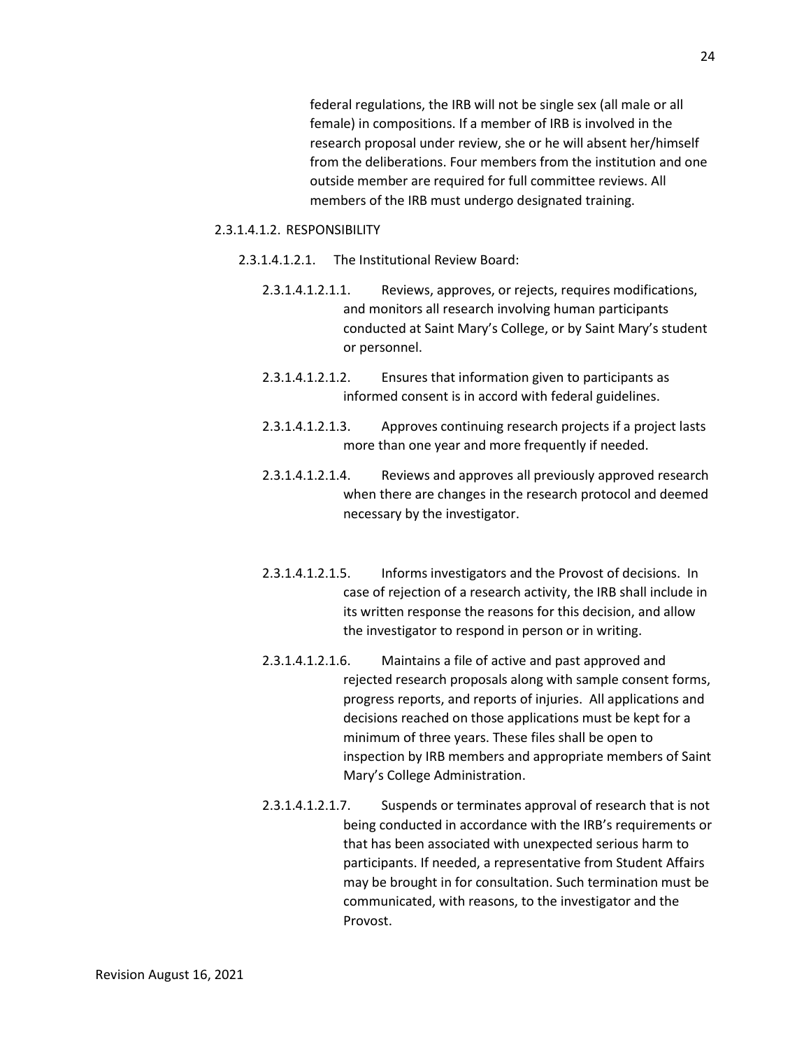federal regulations, the IRB will not be single sex (all male or all female) in compositions. If a member of IRB is involved in the research proposal under review, she or he will absent her/himself from the deliberations. Four members from the institution and one outside member are required for full committee reviews. All members of the IRB must undergo designated training.

2.3.1.4.1.2. RESPONSIBILITY

2.3.1.4.1.2.1. The Institutional Review Board:

2.3.1.4.1.2.1.1. Reviews, approves, or rejects, requires modifications, and monitors all research involving human participants conducted at Saint Mary's College, or by Saint Mary's student or personnel.

2.3.1.4.1.2.1.2. Ensures that information given to participants as informed consent is in accord with federal guidelines.

2.3.1.4.1.2.1.3. Approves continuing research projects if a project lasts more than one year and more frequently if needed.

2.3.1.4.1.2.1.4. Reviews and approves all previously approved research when there are changes in the research protocol and deemed necessary by the investigator.

2.3.1.4.1.2.1.5. Informs investigators and the Provost of decisions. In case of rejection of a research activity, the IRB shall include in its written response the reasons for this decision, and allow the investigator to respond in person or in writing.

2.3.1.4.1.2.1.6. Maintains a file of active and past approved and rejected research proposals along with sample consent forms, progress reports, and reports of injuries. All applications and decisions reached on those applications must be kept for a minimum of three years. These files shall be open to inspection by IRB members and appropriate members of Saint Mary's College Administration.

2.3.1.4.1.2.1.7. Suspends or terminates approval of research that is not being conducted in accordance with the IRB's requirements or that has been associated with unexpected serious harm to participants. If needed, a representative from Student Affairs may be brought in for consultation. Such termination must be communicated, with reasons, to the investigator and the Provost.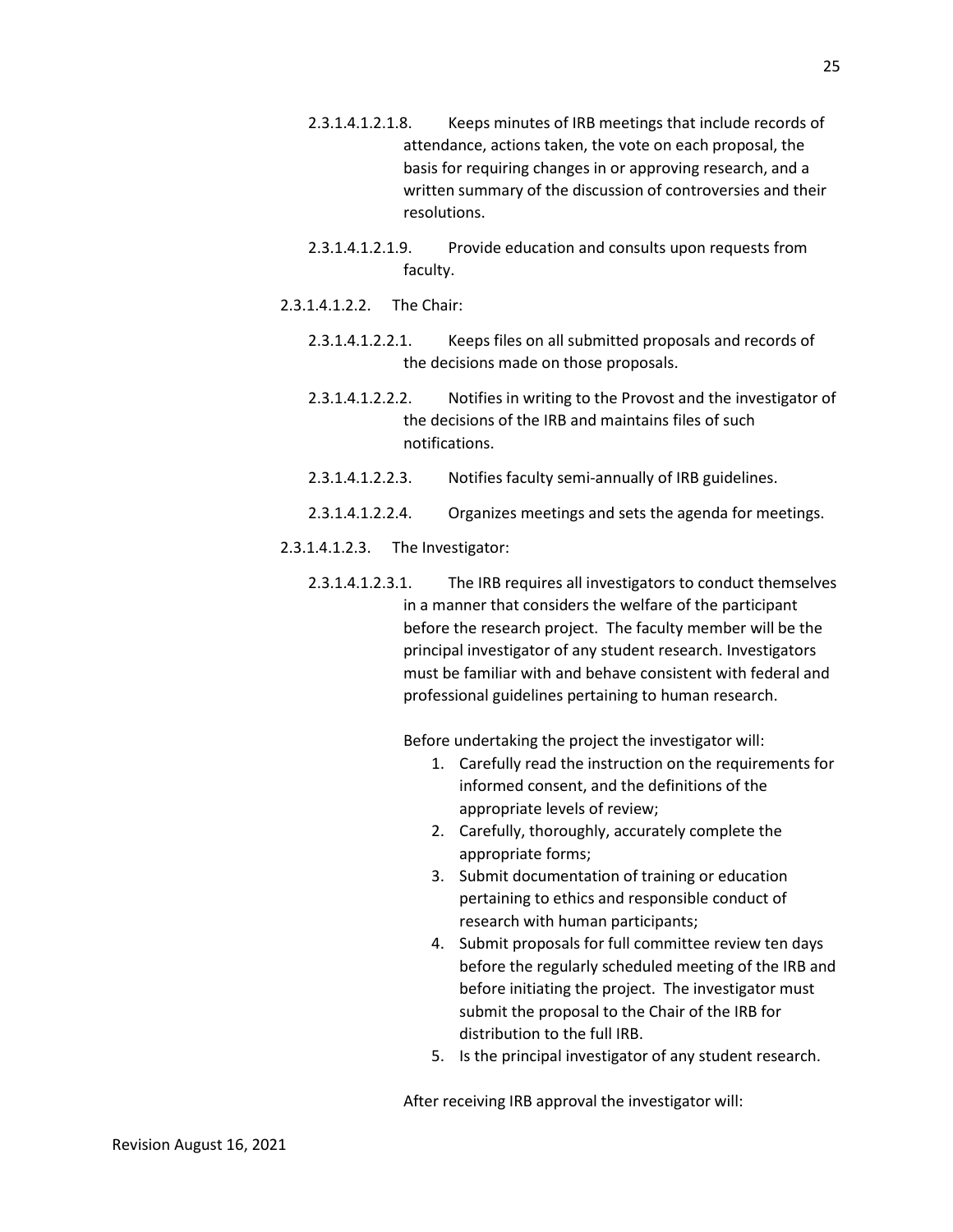2.3.1.4.1.2.1.8. Keeps minutes of IRB meetings that include records of attendance, actions taken, the vote on each proposal, the basis for requiring changes in or approving research, and a written summary of the discussion of controversies and their resolutions.

2.3.1.4.1.2.1.9. Provide education and consults upon requests from faculty.

2.3.1.4.1.2.2. The Chair:

2.3.1.4.1.2.2.1. Keeps files on all submitted proposals and records of the decisions made on those proposals.

2.3.1.4.1.2.2.2. Notifies in writing to the Provost and the investigator of the decisions of the IRB and maintains files of such notifications.

2.3.1.4.1.2.2.3. Notifies faculty semi-annually of IRB guidelines.

2.3.1.4.1.2.2.4. Organizes meetings and sets the agenda for meetings.

2.3.1.4.1.2.3. The Investigator:

2.3.1.4.1.2.3.1. The IRB requires all investigators to conduct themselves in a manner that considers the welfare of the participant before the research project. The faculty member will be the principal investigator of any student research. Investigators must be familiar with and behave consistent with federal and professional guidelines pertaining to human research.

Before undertaking the project the investigator will:

1. Carefully read the instruction on the requirements for informed consent, and the definitions of the appropriate levels of review;
2. Carefully, thoroughly, accurately complete the appropriate forms;
3. Submit documentation of training or education pertaining to ethics and responsible conduct of research with human participants;
4. Submit proposals for full committee review ten days before the regularly scheduled meeting of the IRB and before initiating the project. The investigator must submit the proposal to the Chair of the IRB for distribution to the full IRB.
5. Is the principal investigator of any student research.

After receiving IRB approval the investigator will: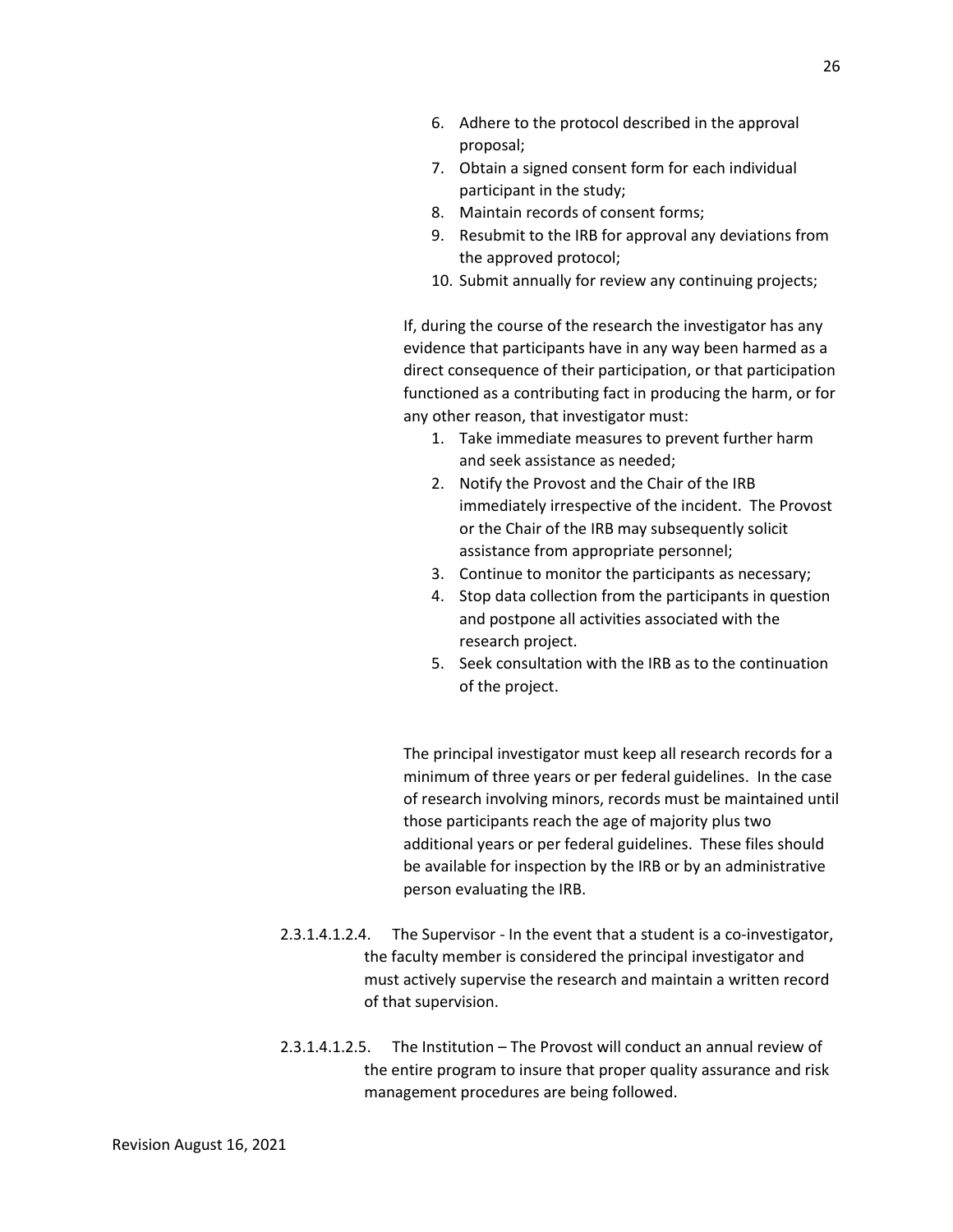6. Adhere to the protocol described in the approval proposal;
7. Obtain a signed consent form for each individual participant in the study;
8. Maintain records of consent forms;
9. Resubmit to the IRB for approval any deviations from the approved protocol;
10. Submit annually for review any continuing projects;

If, during the course of the research the investigator has any evidence that participants have in any way been harmed as a direct consequence of their participation, or that participation functioned as a contributing fact in producing the harm, or for any other reason, that investigator must:

1. Take immediate measures to prevent further harm and seek assistance as needed;
2. Notify the Provost and the Chair of the IRB immediately irrespective of the incident. The Provost or the Chair of the IRB may subsequently solicit assistance from appropriate personnel;
3. Continue to monitor the participants as necessary;
4. Stop data collection from the participants in question and postpone all activities associated with the research project.
5. Seek consultation with the IRB as to the continuation of the project.

The principal investigator must keep all research records for a minimum of three years or per federal guidelines. In the case of research involving minors, records must be maintained until those participants reach the age of majority plus two additional years or per federal guidelines. These files should be available for inspection by the IRB or by an administrative person evaluating the IRB.

2.3.1.4.1.2.4. The Supervisor - In the event that a student is a co-investigator, the faculty member is considered the principal investigator and must actively supervise the research and maintain a written record of that supervision.

2.3.1.4.1.2.5. The Institution – The Provost will conduct an annual review of the entire program to insure that proper quality assurance and risk management procedures are being followed.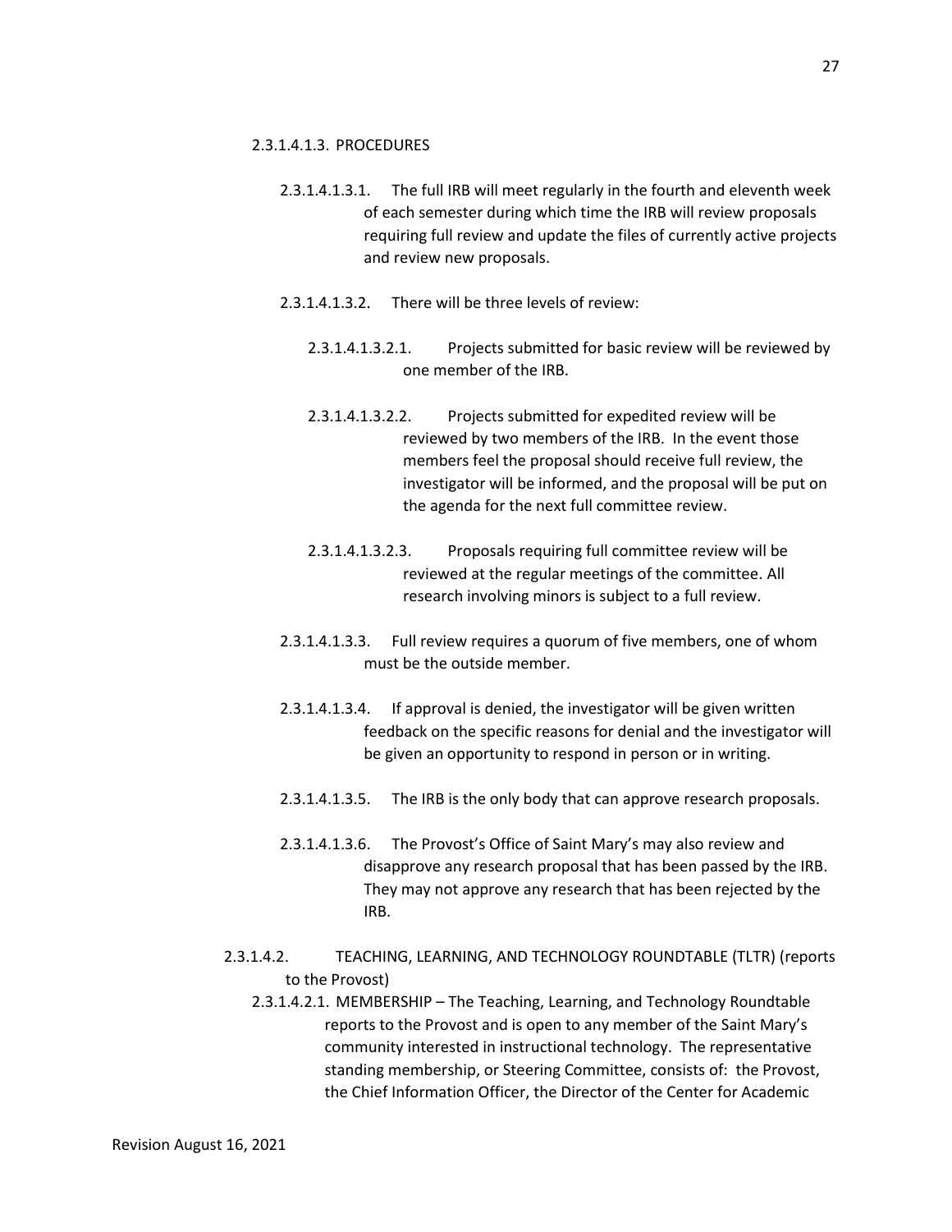2.3.1.4.1.3. PROCEDURES

2.3.1.4.1.3.1. The full IRB will meet regularly in the fourth and eleventh week of each semester during which time the IRB will review proposals requiring full review and update the files of currently active projects and review new proposals.

2.3.1.4.1.3.2. There will be three levels of review:

2.3.1.4.1.3.2.1. Projects submitted for basic review will be reviewed by one member of the IRB.

2.3.1.4.1.3.2.2. Projects submitted for expedited review will be reviewed by two members of the IRB. In the event those members feel the proposal should receive full review, the investigator will be informed, and the proposal will be put on the agenda for the next full committee review.

2.3.1.4.1.3.2.3. Proposals requiring full committee review will be reviewed at the regular meetings of the committee. All research involving minors is subject to a full review.

2.3.1.4.1.3.3. Full review requires a quorum of five members, one of whom must be the outside member.

2.3.1.4.1.3.4. If approval is denied, the investigator will be given written feedback on the specific reasons for denial and the investigator will be given an opportunity to respond in person or in writing.

2.3.1.4.1.3.5. The IRB is the only body that can approve research proposals.

2.3.1.4.1.3.6. The Provost's Office of Saint Mary's may also review and disapprove any research proposal that has been passed by the IRB. They may not approve any research that has been rejected by the IRB.

2.3.1.4.2. TEACHING, LEARNING, AND TECHNOLOGY ROUNDTABLE (TLTR) (reports to the Provost)

2.3.1.4.2.1. MEMBERSHIP – The Teaching, Learning, and Technology Roundtable reports to the Provost and is open to any member of the Saint Mary's community interested in instructional technology. The representative standing membership, or Steering Committee, consists of: the Provost, the Chief Information Officer, the Director of the Center for Academic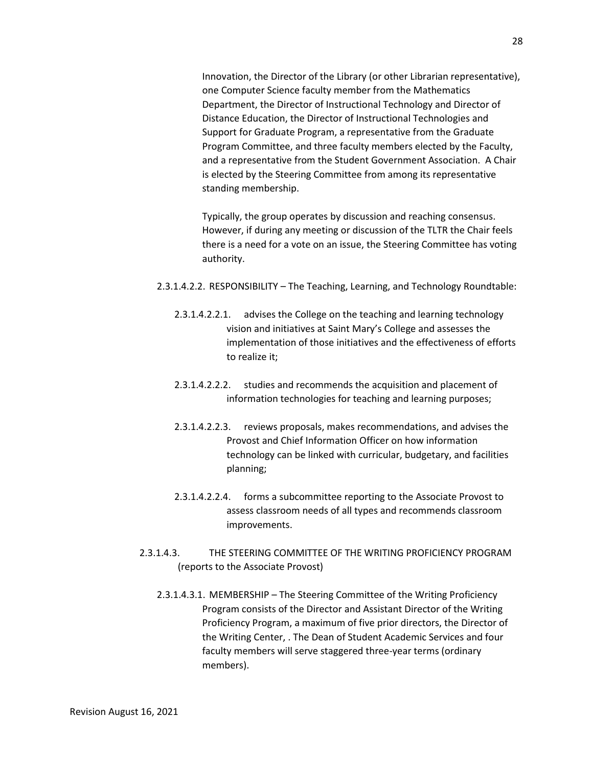Innovation, the Director of the Library (or other Librarian representative), one Computer Science faculty member from the Mathematics Department, the Director of Instructional Technology and Director of Distance Education, the Director of Instructional Technologies and Support for Graduate Program, a representative from the Graduate Program Committee, and three faculty members elected by the Faculty, and a representative from the Student Government Association. A Chair is elected by the Steering Committee from among its representative standing membership.

Typically, the group operates by discussion and reaching consensus. However, if during any meeting or discussion of the TLTR the Chair feels there is a need for a vote on an issue, the Steering Committee has voting authority.

2.3.1.4.2.2. RESPONSIBILITY – The Teaching, Learning, and Technology Roundtable:

2.3.1.4.2.2.1. advises the College on the teaching and learning technology vision and initiatives at Saint Mary's College and assesses the implementation of those initiatives and the effectiveness of efforts to realize it;

2.3.1.4.2.2.2. studies and recommends the acquisition and placement of information technologies for teaching and learning purposes;

2.3.1.4.2.2.3. reviews proposals, makes recommendations, and advises the Provost and Chief Information Officer on how information technology can be linked with curricular, budgetary, and facilities planning;

2.3.1.4.2.2.4. forms a subcommittee reporting to the Associate Provost to assess classroom needs of all types and recommends classroom improvements.

2.3.1.4.3. THE STEERING COMMITTEE OF THE WRITING PROFICIENCY PROGRAM (reports to the Associate Provost)

2.3.1.4.3.1. MEMBERSHIP – The Steering Committee of the Writing Proficiency Program consists of the Director and Assistant Director of the Writing Proficiency Program, a maximum of five prior directors, the Director of the Writing Center, . The Dean of Student Academic Services and four faculty members will serve staggered three-year terms (ordinary members).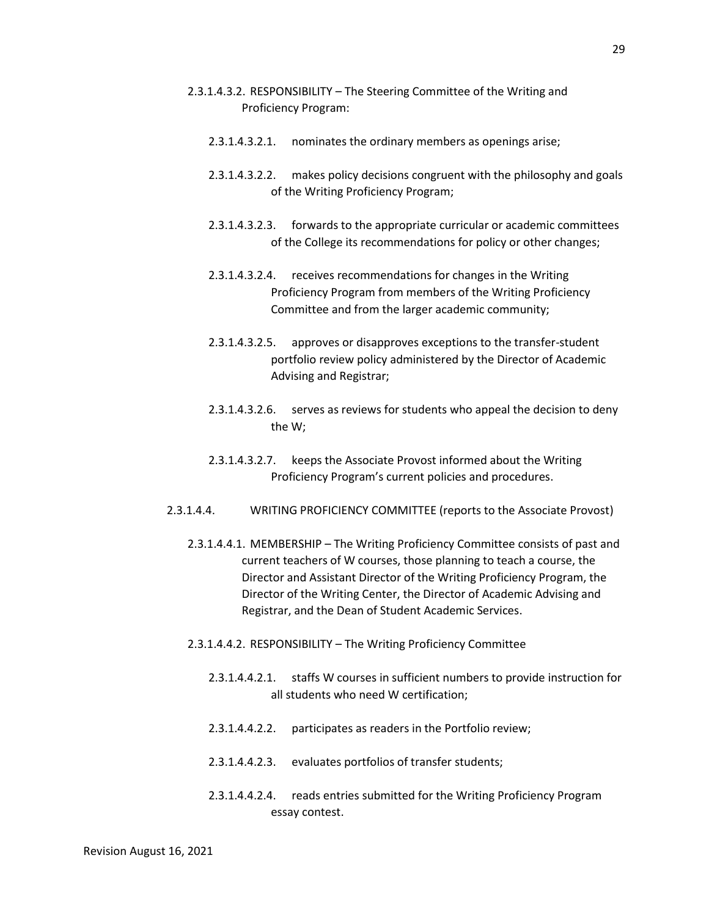2.3.1.4.3.2. RESPONSIBILITY – The Steering Committee of the Writing and Proficiency Program:

- 2.3.1.4.3.2.1. nominates the ordinary members as openings arise;
- 2.3.1.4.3.2.2. makes policy decisions congruent with the philosophy and goals of the Writing Proficiency Program;
- 2.3.1.4.3.2.3. forwards to the appropriate curricular or academic committees of the College its recommendations for policy or other changes;
- 2.3.1.4.3.2.4. receives recommendations for changes in the Writing Proficiency Program from members of the Writing Proficiency Committee and from the larger academic community;
- 2.3.1.4.3.2.5. approves or disapproves exceptions to the transfer-student portfolio review policy administered by the Director of Academic Advising and Registrar;
- 2.3.1.4.3.2.6. serves as reviews for students who appeal the decision to deny the W;
- 2.3.1.4.3.2.7. keeps the Associate Provost informed about the Writing Proficiency Program's current policies and procedures.

2.3.1.4.4. WRITING PROFICIENCY COMMITTEE (reports to the Associate Provost)

2.3.1.4.4.1. MEMBERSHIP – The Writing Proficiency Committee consists of past and current teachers of W courses, those planning to teach a course, the Director and Assistant Director of the Writing Proficiency Program, the Director of the Writing Center, the Director of Academic Advising and Registrar, and the Dean of Student Academic Services.

2.3.1.4.4.2. RESPONSIBILITY – The Writing Proficiency Committee

- 2.3.1.4.4.2.1. staffs W courses in sufficient numbers to provide instruction for all students who need W certification;
- 2.3.1.4.4.2.2. participates as readers in the Portfolio review;
- 2.3.1.4.4.2.3. evaluates portfolios of transfer students;
- 2.3.1.4.4.2.4. reads entries submitted for the Writing Proficiency Program essay contest.

Revision August 16, 2021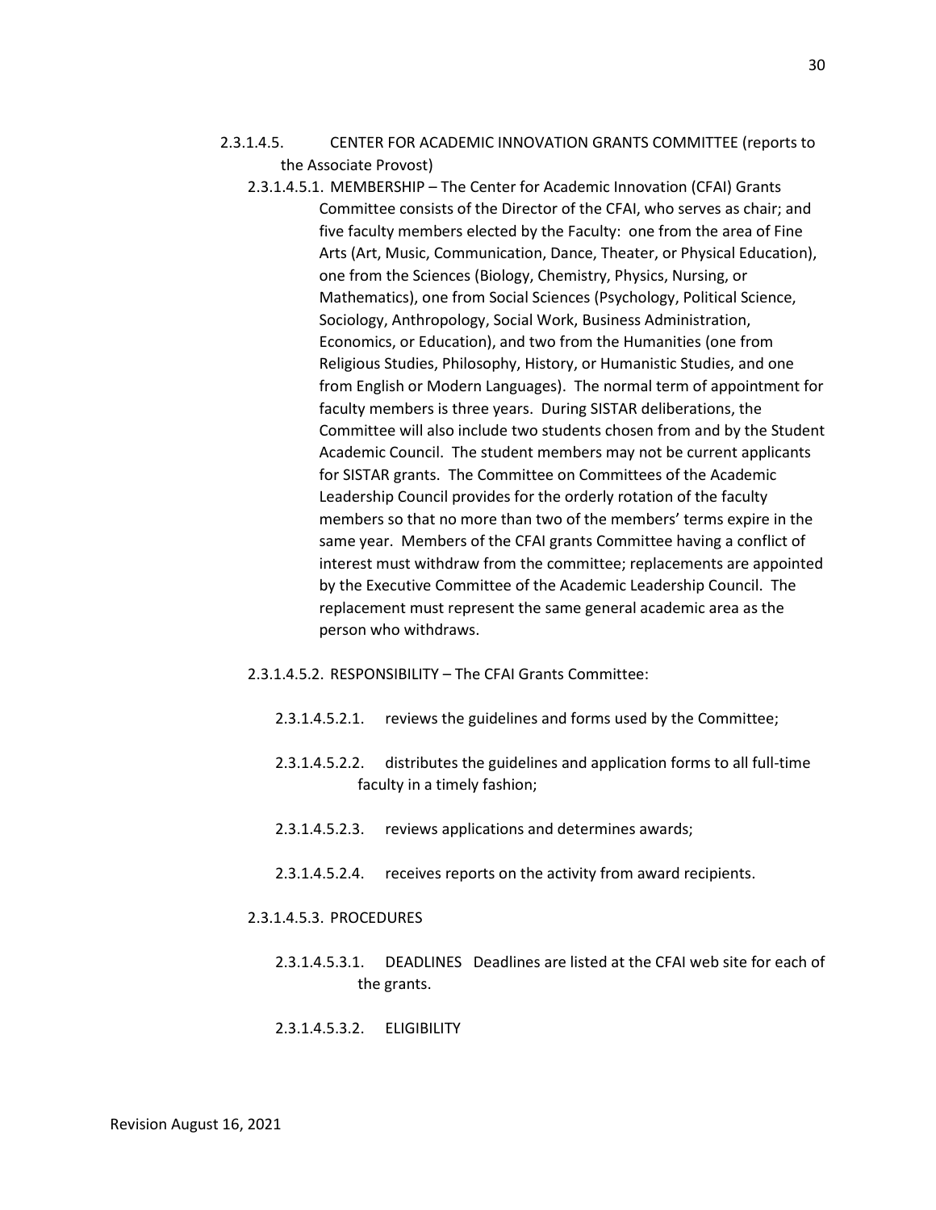2.3.1.4.5. CENTER FOR ACADEMIC INNOVATION GRANTS COMMITTEE (reports to the Associate Provost)

2.3.1.4.5.1. MEMBERSHIP – The Center for Academic Innovation (CFAI) Grants Committee consists of the Director of the CFAI, who serves as chair; and five faculty members elected by the Faculty: one from the area of Fine Arts (Art, Music, Communication, Dance, Theater, or Physical Education), one from the Sciences (Biology, Chemistry, Physics, Nursing, or Mathematics), one from Social Sciences (Psychology, Political Science, Sociology, Anthropology, Social Work, Business Administration, Economics, or Education), and two from the Humanities (one from Religious Studies, Philosophy, History, or Humanistic Studies, and one from English or Modern Languages). The normal term of appointment for faculty members is three years. During SISTAR deliberations, the Committee will also include two students chosen from and by the Student Academic Council. The student members may not be current applicants for SISTAR grants. The Committee on Committees of the Academic Leadership Council provides for the orderly rotation of the faculty members so that no more than two of the members' terms expire in the same year. Members of the CFAI grants Committee having a conflict of interest must withdraw from the committee; replacements are appointed by the Executive Committee of the Academic Leadership Council. The replacement must represent the same general academic area as the person who withdraws.

2.3.1.4.5.2. RESPONSIBILITY – The CFAI Grants Committee:

2.3.1.4.5.2.1. reviews the guidelines and forms used by the Committee;

2.3.1.4.5.2.2. distributes the guidelines and application forms to all full-time faculty in a timely fashion;

2.3.1.4.5.2.3. reviews applications and determines awards;

2.3.1.4.5.2.4. receives reports on the activity from award recipients.

2.3.1.4.5.3. PROCEDURES

2.3.1.4.5.3.1. DEADLINES Deadlines are listed at the CFAI web site for each of the grants.

2.3.1.4.5.3.2. ELIGIBILITY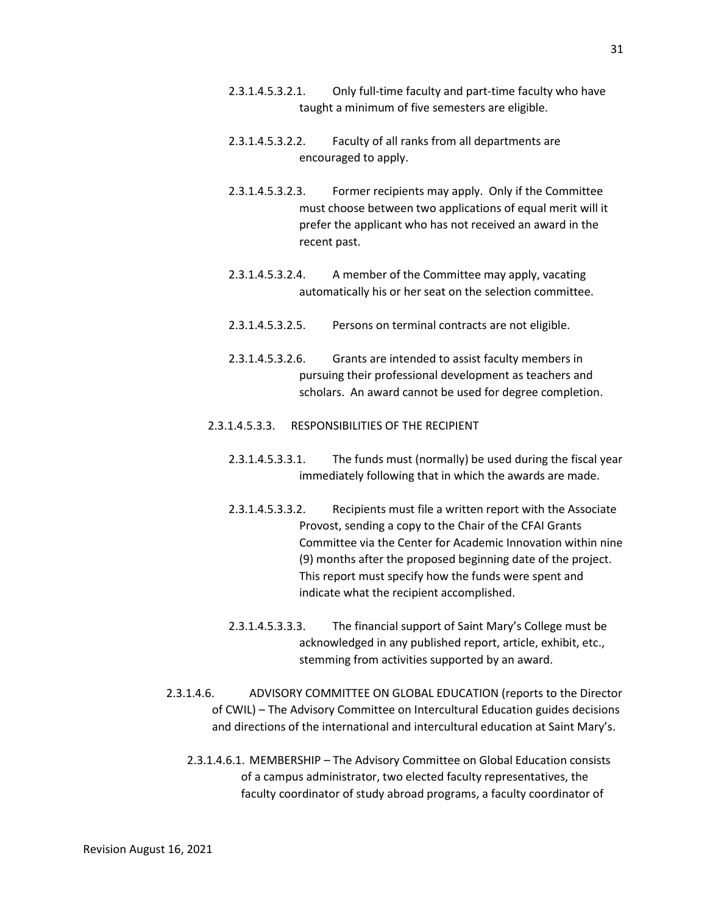2.3.1.4.5.3.2.1. Only full-time faculty and part-time faculty who have taught a minimum of five semesters are eligible.

2.3.1.4.5.3.2.2. Faculty of all ranks from all departments are encouraged to apply.

2.3.1.4.5.3.2.3. Former recipients may apply. Only if the Committee must choose between two applications of equal merit will it prefer the applicant who has not received an award in the recent past.

2.3.1.4.5.3.2.4. A member of the Committee may apply, vacating automatically his or her seat on the selection committee.

2.3.1.4.5.3.2.5. Persons on terminal contracts are not eligible.

2.3.1.4.5.3.2.6. Grants are intended to assist faculty members in pursuing their professional development as teachers and scholars. An award cannot be used for degree completion.

2.3.1.4.5.3.3. RESPONSIBILITIES OF THE RECIPIENT

2.3.1.4.5.3.3.1. The funds must (normally) be used during the fiscal year immediately following that in which the awards are made.

2.3.1.4.5.3.3.2. Recipients must file a written report with the Associate Provost, sending a copy to the Chair of the CFAI Grants Committee via the Center for Academic Innovation within nine (9) months after the proposed beginning date of the project. This report must specify how the funds were spent and indicate what the recipient accomplished.

2.3.1.4.5.3.3.3. The financial support of Saint Mary's College must be acknowledged in any published report, article, exhibit, etc., stemming from activities supported by an award.

2.3.1.4.6. ADVISORY COMMITTEE ON GLOBAL EDUCATION (reports to the Director of CWIL) – The Advisory Committee on Intercultural Education guides decisions and directions of the international and intercultural education at Saint Mary's.

2.3.1.4.6.1. MEMBERSHIP – The Advisory Committee on Global Education consists of a campus administrator, two elected faculty representatives, the faculty coordinator of study abroad programs, a faculty coordinator of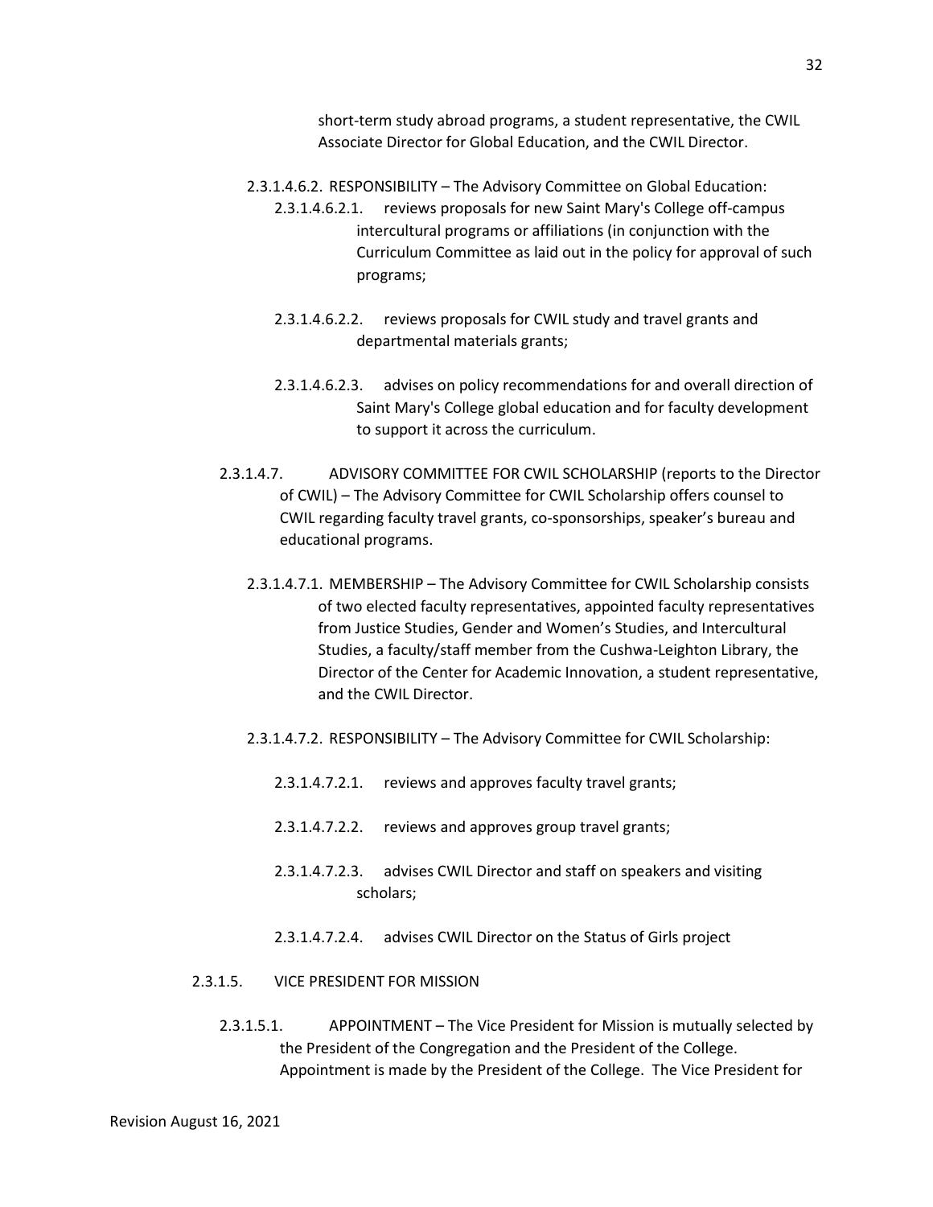short-term study abroad programs, a student representative, the CWIL Associate Director for Global Education, and the CWIL Director.

2.3.1.4.6.2. RESPONSIBILITY – The Advisory Committee on Global Education:

2.3.1.4.6.2.1. reviews proposals for new Saint Mary's College off-campus intercultural programs or affiliations (in conjunction with the Curriculum Committee as laid out in the policy for approval of such programs;

2.3.1.4.6.2.2. reviews proposals for CWIL study and travel grants and departmental materials grants;

2.3.1.4.6.2.3. advises on policy recommendations for and overall direction of Saint Mary's College global education and for faculty development to support it across the curriculum.

2.3.1.4.7. ADVISORY COMMITTEE FOR CWIL SCHOLARSHIP (reports to the Director of CWIL) – The Advisory Committee for CWIL Scholarship offers counsel to CWIL regarding faculty travel grants, co-sponsorships, speaker's bureau and educational programs.

2.3.1.4.7.1. MEMBERSHIP – The Advisory Committee for CWIL Scholarship consists of two elected faculty representatives, appointed faculty representatives from Justice Studies, Gender and Women's Studies, and Intercultural Studies, a faculty/staff member from the Cushwa-Leighton Library, the Director of the Center for Academic Innovation, a student representative, and the CWIL Director.

2.3.1.4.7.2. RESPONSIBILITY – The Advisory Committee for CWIL Scholarship:

2.3.1.4.7.2.1. reviews and approves faculty travel grants;

2.3.1.4.7.2.2. reviews and approves group travel grants;

2.3.1.4.7.2.3. advises CWIL Director and staff on speakers and visiting scholars;

2.3.1.4.7.2.4. advises CWIL Director on the Status of Girls project

2.3.1.5. VICE PRESIDENT FOR MISSION

2.3.1.5.1. APPOINTMENT – The Vice President for Mission is mutually selected by the President of the Congregation and the President of the College. Appointment is made by the President of the College. The Vice President for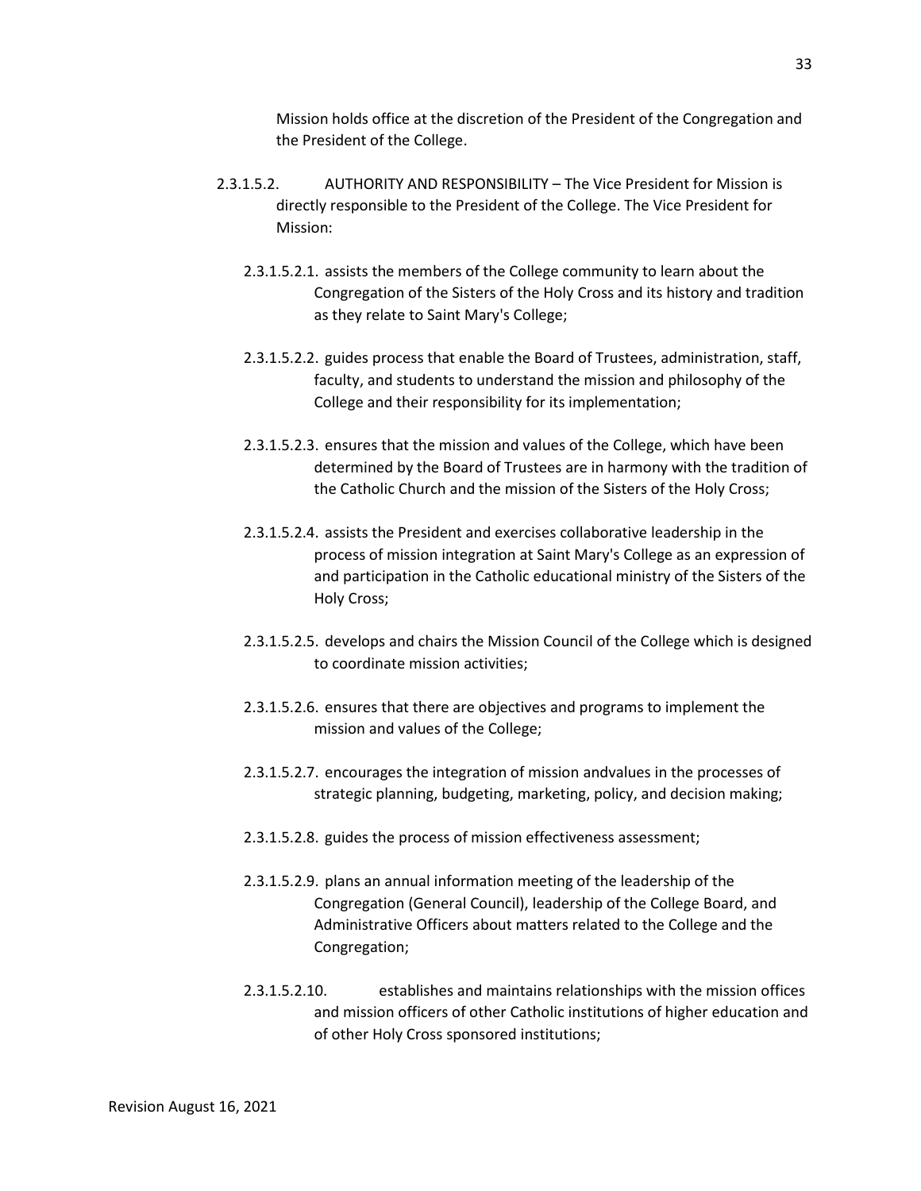Mission holds office at the discretion of the President of the Congregation and the President of the College.

2.3.1.5.2. AUTHORITY AND RESPONSIBILITY – The Vice President for Mission is directly responsible to the President of the College. The Vice President for Mission:

2.3.1.5.2.1. assists the members of the College community to learn about the Congregation of the Sisters of the Holy Cross and its history and tradition as they relate to Saint Mary's College;

2.3.1.5.2.2. guides process that enable the Board of Trustees, administration, staff, faculty, and students to understand the mission and philosophy of the College and their responsibility for its implementation;

2.3.1.5.2.3. ensures that the mission and values of the College, which have been determined by the Board of Trustees are in harmony with the tradition of the Catholic Church and the mission of the Sisters of the Holy Cross;

2.3.1.5.2.4. assists the President and exercises collaborative leadership in the process of mission integration at Saint Mary's College as an expression of and participation in the Catholic educational ministry of the Sisters of the Holy Cross;

2.3.1.5.2.5. develops and chairs the Mission Council of the College which is designed to coordinate mission activities;

2.3.1.5.2.6. ensures that there are objectives and programs to implement the mission and values of the College;

2.3.1.5.2.7. encourages the integration of mission andvalues in the processes of strategic planning, budgeting, marketing, policy, and decision making;

2.3.1.5.2.8. guides the process of mission effectiveness assessment;

2.3.1.5.2.9. plans an annual information meeting of the leadership of the Congregation (General Council), leadership of the College Board, and Administrative Officers about matters related to the College and the Congregation;

2.3.1.5.2.10. establishes and maintains relationships with the mission offices and mission officers of other Catholic institutions of higher education and of other Holy Cross sponsored institutions;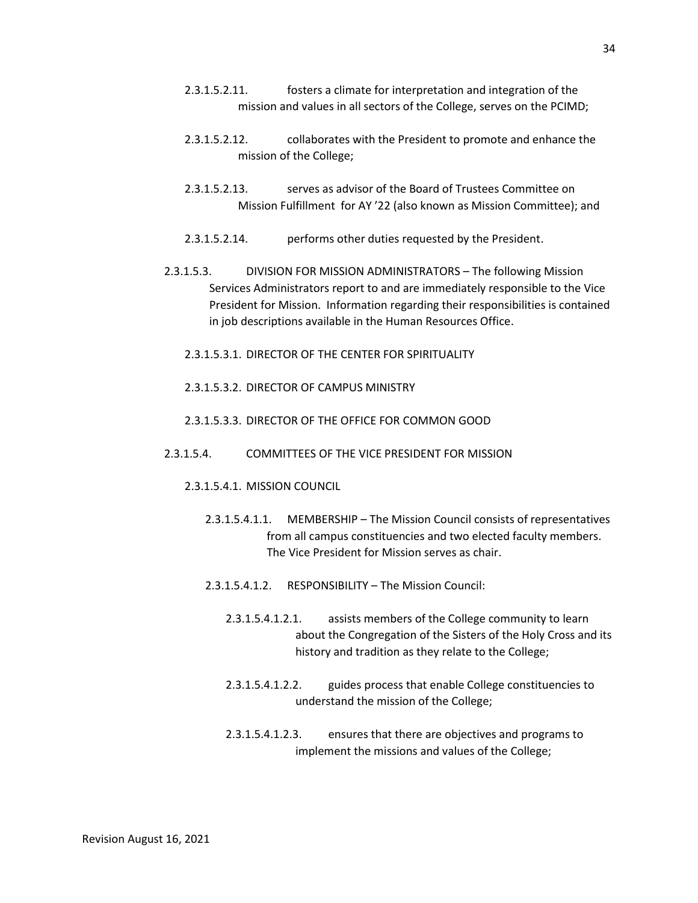2.3.1.5.2.11. fosters a climate for interpretation and integration of the mission and values in all sectors of the College, serves on the PCIMD;

2.3.1.5.2.12. collaborates with the President to promote and enhance the mission of the College;

2.3.1.5.2.13. serves as advisor of the Board of Trustees Committee on Mission Fulfillment for AY '22 (also known as Mission Committee); and

2.3.1.5.2.14. performs other duties requested by the President.

2.3.1.5.3. DIVISION FOR MISSION ADMINISTRATORS – The following Mission Services Administrators report to and are immediately responsible to the Vice President for Mission. Information regarding their responsibilities is contained in job descriptions available in the Human Resources Office.

2.3.1.5.3.1. DIRECTOR OF THE CENTER FOR SPIRITUALITY

2.3.1.5.3.2. DIRECTOR OF CAMPUS MINISTRY

2.3.1.5.3.3. DIRECTOR OF THE OFFICE FOR COMMON GOOD

2.3.1.5.4. COMMITTEES OF THE VICE PRESIDENT FOR MISSION

2.3.1.5.4.1. MISSION COUNCIL

2.3.1.5.4.1.1. MEMBERSHIP – The Mission Council consists of representatives from all campus constituencies and two elected faculty members. The Vice President for Mission serves as chair.

2.3.1.5.4.1.2. RESPONSIBILITY – The Mission Council:

2.3.1.5.4.1.2.1. assists members of the College community to learn about the Congregation of the Sisters of the Holy Cross and its history and tradition as they relate to the College;

2.3.1.5.4.1.2.2. guides process that enable College constituencies to understand the mission of the College;

2.3.1.5.4.1.2.3. ensures that there are objectives and programs to implement the missions and values of the College;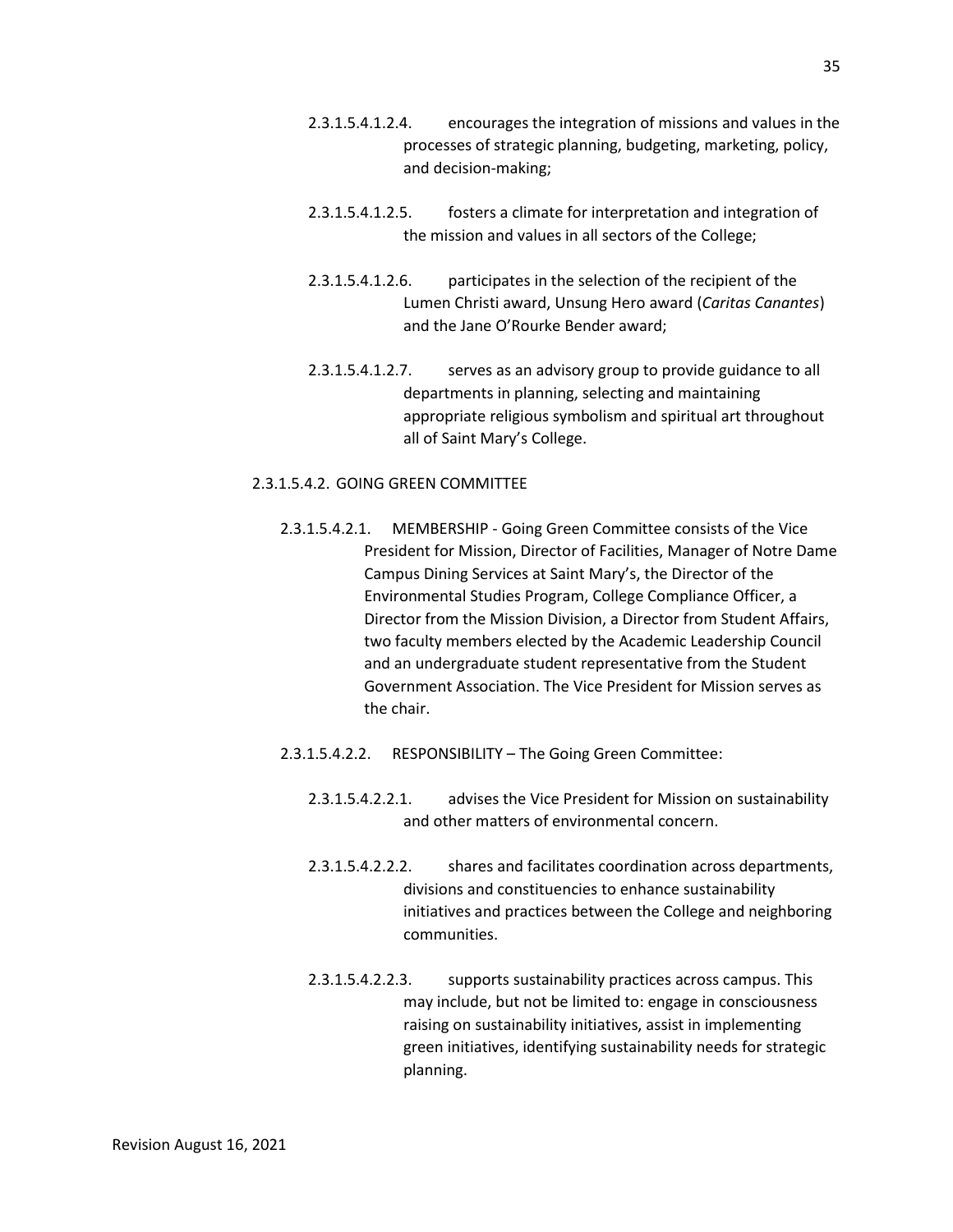2.3.1.5.4.1.2.4. encourages the integration of missions and values in the processes of strategic planning, budgeting, marketing, policy, and decision-making;

2.3.1.5.4.1.2.5. fosters a climate for interpretation and integration of the mission and values in all sectors of the College;

2.3.1.5.4.1.2.6. participates in the selection of the recipient of the Lumen Christi award, Unsung Hero award (*Caritas Canantes*) and the Jane O'Rourke Bender award;

2.3.1.5.4.1.2.7. serves as an advisory group to provide guidance to all departments in planning, selecting and maintaining appropriate religious symbolism and spiritual art throughout all of Saint Mary's College.

2.3.1.5.4.2. GOING GREEN COMMITTEE

2.3.1.5.4.2.1. MEMBERSHIP - Going Green Committee consists of the Vice President for Mission, Director of Facilities, Manager of Notre Dame Campus Dining Services at Saint Mary's, the Director of the Environmental Studies Program, College Compliance Officer, a Director from the Mission Division, a Director from Student Affairs, two faculty members elected by the Academic Leadership Council and an undergraduate student representative from the Student Government Association. The Vice President for Mission serves as the chair.

2.3.1.5.4.2.2. RESPONSIBILITY – The Going Green Committee:

2.3.1.5.4.2.2.1. advises the Vice President for Mission on sustainability and other matters of environmental concern.

2.3.1.5.4.2.2.2. shares and facilitates coordination across departments, divisions and constituencies to enhance sustainability initiatives and practices between the College and neighboring communities.

2.3.1.5.4.2.2.3. supports sustainability practices across campus. This may include, but not be limited to: engage in consciousness raising on sustainability initiatives, assist in implementing green initiatives, identifying sustainability needs for strategic planning.

Revision August 16, 2021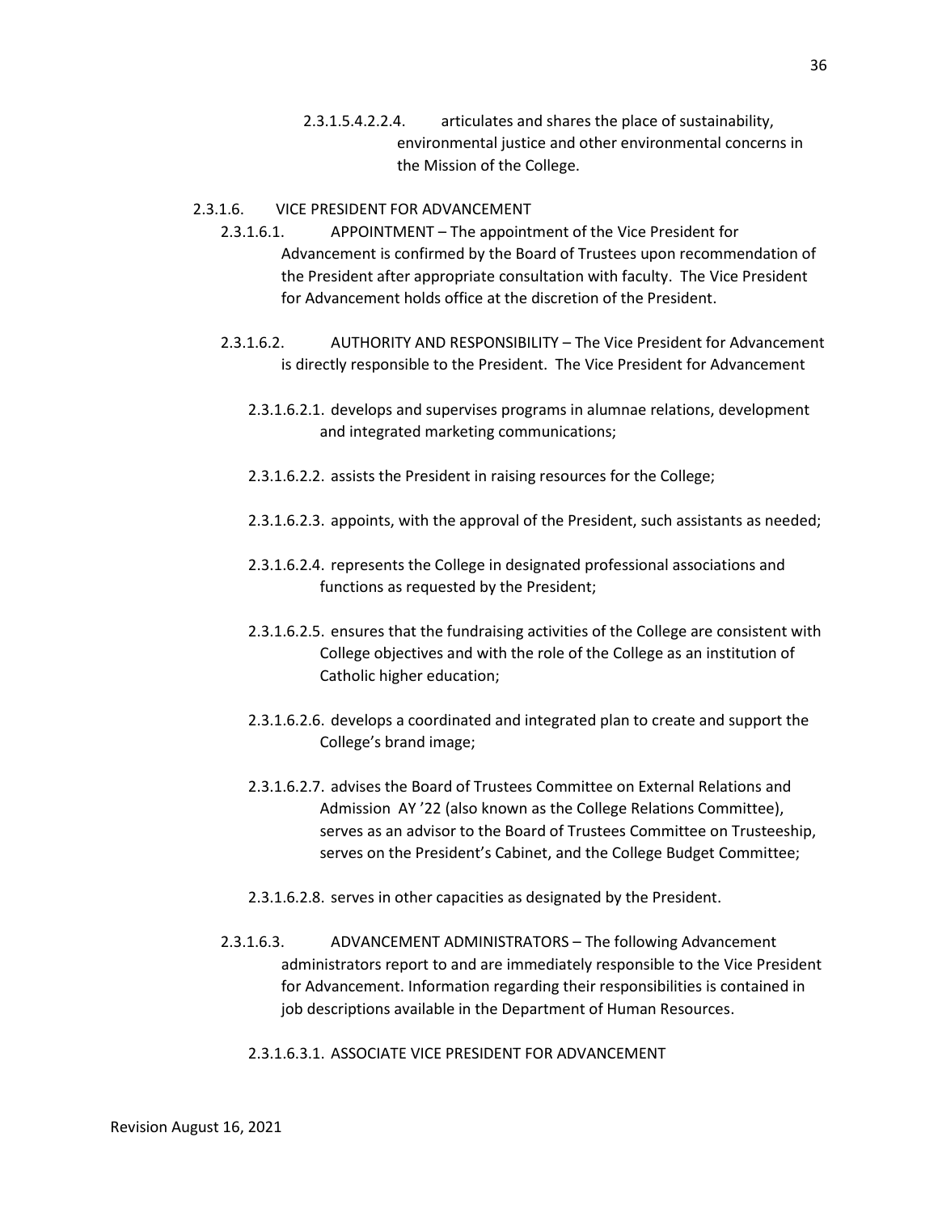2.3.1.5.4.2.2.4. articulates and shares the place of sustainability, environmental justice and other environmental concerns in the Mission of the College.

2.3.1.6. VICE PRESIDENT FOR ADVANCEMENT

2.3.1.6.1. APPOINTMENT – The appointment of the Vice President for Advancement is confirmed by the Board of Trustees upon recommendation of the President after appropriate consultation with faculty. The Vice President for Advancement holds office at the discretion of the President.

2.3.1.6.2. AUTHORITY AND RESPONSIBILITY – The Vice President for Advancement is directly responsible to the President. The Vice President for Advancement

2.3.1.6.2.1. develops and supervises programs in alumnae relations, development and integrated marketing communications;

2.3.1.6.2.2. assists the President in raising resources for the College;

2.3.1.6.2.3. appoints, with the approval of the President, such assistants as needed;

2.3.1.6.2.4. represents the College in designated professional associations and functions as requested by the President;

2.3.1.6.2.5. ensures that the fundraising activities of the College are consistent with College objectives and with the role of the College as an institution of Catholic higher education;

2.3.1.6.2.6. develops a coordinated and integrated plan to create and support the College's brand image;

2.3.1.6.2.7. advises the Board of Trustees Committee on External Relations and Admission AY '22 (also known as the College Relations Committee), serves as an advisor to the Board of Trustees Committee on Trusteeship, serves on the President's Cabinet, and the College Budget Committee;

2.3.1.6.2.8. serves in other capacities as designated by the President.

2.3.1.6.3. ADVANCEMENT ADMINISTRATORS – The following Advancement administrators report to and are immediately responsible to the Vice President for Advancement. Information regarding their responsibilities is contained in job descriptions available in the Department of Human Resources.

2.3.1.6.3.1. ASSOCIATE VICE PRESIDENT FOR ADVANCEMENT

Revision August 16, 2021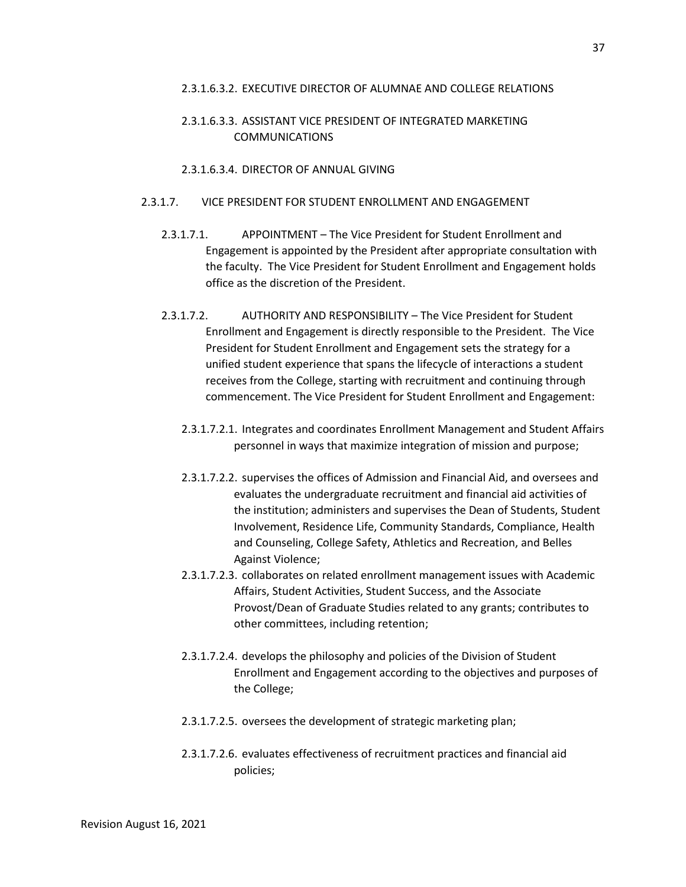2.3.1.6.3.2. EXECUTIVE DIRECTOR OF ALUMNAE AND COLLEGE RELATIONS

2.3.1.6.3.3. ASSISTANT VICE PRESIDENT OF INTEGRATED MARKETING COMMUNICATIONS

2.3.1.6.3.4. DIRECTOR OF ANNUAL GIVING

2.3.1.7. VICE PRESIDENT FOR STUDENT ENROLLMENT AND ENGAGEMENT

2.3.1.7.1. APPOINTMENT – The Vice President for Student Enrollment and Engagement is appointed by the President after appropriate consultation with the faculty. The Vice President for Student Enrollment and Engagement holds office as the discretion of the President.

2.3.1.7.2. AUTHORITY AND RESPONSIBILITY – The Vice President for Student Enrollment and Engagement is directly responsible to the President. The Vice President for Student Enrollment and Engagement sets the strategy for a unified student experience that spans the lifecycle of interactions a student receives from the College, starting with recruitment and continuing through commencement. The Vice President for Student Enrollment and Engagement:

2.3.1.7.2.1. Integrates and coordinates Enrollment Management and Student Affairs personnel in ways that maximize integration of mission and purpose;

2.3.1.7.2.2. supervises the offices of Admission and Financial Aid, and oversees and evaluates the undergraduate recruitment and financial aid activities of the institution; administers and supervises the Dean of Students, Student Involvement, Residence Life, Community Standards, Compliance, Health and Counseling, College Safety, Athletics and Recreation, and Belles Against Violence;

2.3.1.7.2.3. collaborates on related enrollment management issues with Academic Affairs, Student Activities, Student Success, and the Associate Provost/Dean of Graduate Studies related to any grants; contributes to other committees, including retention;

2.3.1.7.2.4. develops the philosophy and policies of the Division of Student Enrollment and Engagement according to the objectives and purposes of the College;

2.3.1.7.2.5. oversees the development of strategic marketing plan;

2.3.1.7.2.6. evaluates effectiveness of recruitment practices and financial aid policies;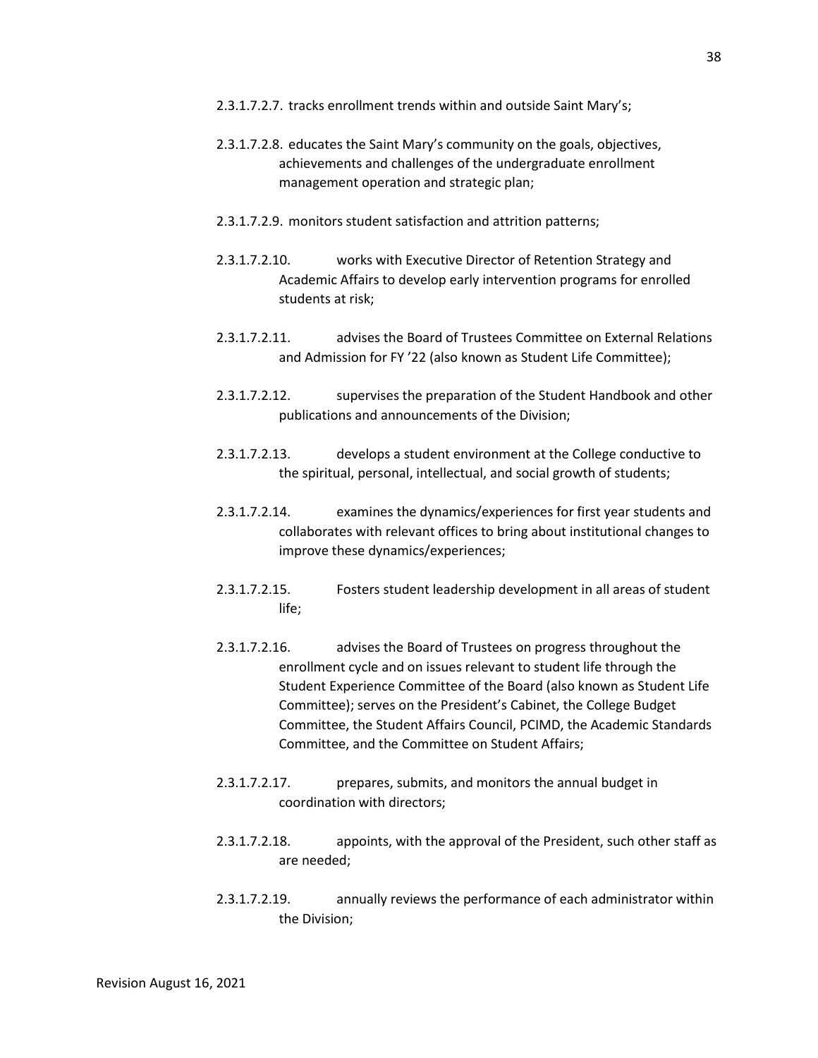2.3.1.7.2.7. tracks enrollment trends within and outside Saint Mary's;

2.3.1.7.2.8. educates the Saint Mary's community on the goals, objectives, achievements and challenges of the undergraduate enrollment management operation and strategic plan;

2.3.1.7.2.9. monitors student satisfaction and attrition patterns;

2.3.1.7.2.10. works with Executive Director of Retention Strategy and Academic Affairs to develop early intervention programs for enrolled students at risk;

2.3.1.7.2.11. advises the Board of Trustees Committee on External Relations and Admission for FY '22 (also known as Student Life Committee);

2.3.1.7.2.12. supervises the preparation of the Student Handbook and other publications and announcements of the Division;

2.3.1.7.2.13. develops a student environment at the College conductive to the spiritual, personal, intellectual, and social growth of students;

2.3.1.7.2.14. examines the dynamics/experiences for first year students and collaborates with relevant offices to bring about institutional changes to improve these dynamics/experiences;

2.3.1.7.2.15. Fosters student leadership development in all areas of student life;

2.3.1.7.2.16. advises the Board of Trustees on progress throughout the enrollment cycle and on issues relevant to student life through the Student Experience Committee of the Board (also known as Student Life Committee); serves on the President's Cabinet, the College Budget Committee, the Student Affairs Council, PCIMD, the Academic Standards Committee, and the Committee on Student Affairs;

2.3.1.7.2.17. prepares, submits, and monitors the annual budget in coordination with directors;

2.3.1.7.2.18. appoints, with the approval of the President, such other staff as are needed;

2.3.1.7.2.19. annually reviews the performance of each administrator within the Division;

Revision August 16, 2021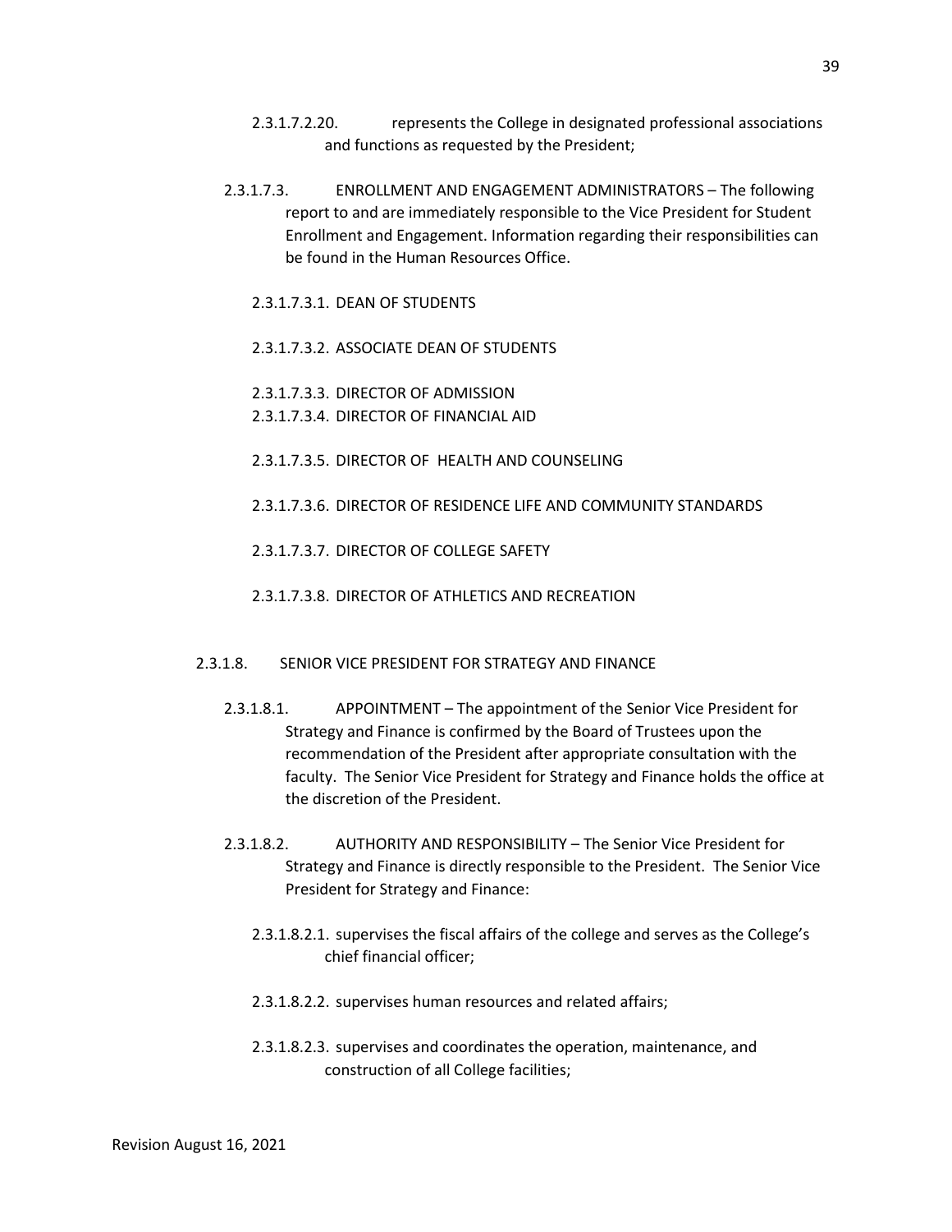2.3.1.7.2.20. represents the College in designated professional associations and functions as requested by the President;

2.3.1.7.3. ENROLLMENT AND ENGAGEMENT ADMINISTRATORS – The following report to and are immediately responsible to the Vice President for Student Enrollment and Engagement. Information regarding their responsibilities can be found in the Human Resources Office.

2.3.1.7.3.1. DEAN OF STUDENTS

2.3.1.7.3.2. ASSOCIATE DEAN OF STUDENTS

2.3.1.7.3.3. DIRECTOR OF ADMISSION

2.3.1.7.3.4. DIRECTOR OF FINANCIAL AID

2.3.1.7.3.5. DIRECTOR OF HEALTH AND COUNSELING

2.3.1.7.3.6. DIRECTOR OF RESIDENCE LIFE AND COMMUNITY STANDARDS

2.3.1.7.3.7. DIRECTOR OF COLLEGE SAFETY

2.3.1.7.3.8. DIRECTOR OF ATHLETICS AND RECREATION

2.3.1.8. SENIOR VICE PRESIDENT FOR STRATEGY AND FINANCE

2.3.1.8.1. APPOINTMENT – The appointment of the Senior Vice President for Strategy and Finance is confirmed by the Board of Trustees upon the recommendation of the President after appropriate consultation with the faculty. The Senior Vice President for Strategy and Finance holds the office at the discretion of the President.

2.3.1.8.2. AUTHORITY AND RESPONSIBILITY – The Senior Vice President for Strategy and Finance is directly responsible to the President. The Senior Vice President for Strategy and Finance:

2.3.1.8.2.1. supervises the fiscal affairs of the college and serves as the College's chief financial officer;

2.3.1.8.2.2. supervises human resources and related affairs;

2.3.1.8.2.3. supervises and coordinates the operation, maintenance, and construction of all College facilities;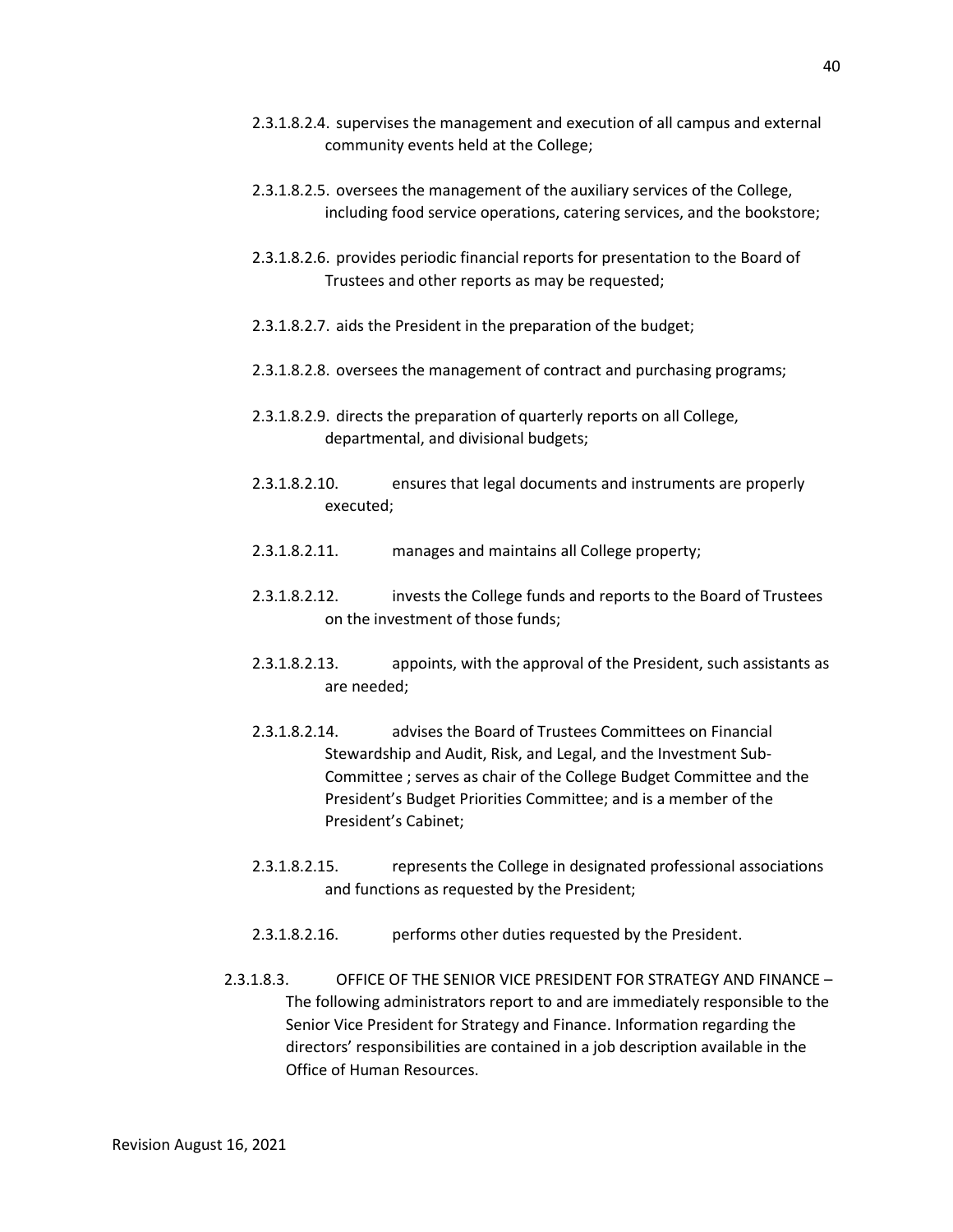2.3.1.8.2.4. supervises the management and execution of all campus and external community events held at the College;

2.3.1.8.2.5. oversees the management of the auxiliary services of the College, including food service operations, catering services, and the bookstore;

2.3.1.8.2.6. provides periodic financial reports for presentation to the Board of Trustees and other reports as may be requested;

2.3.1.8.2.7. aids the President in the preparation of the budget;

2.3.1.8.2.8. oversees the management of contract and purchasing programs;

2.3.1.8.2.9. directs the preparation of quarterly reports on all College, departmental, and divisional budgets;

2.3.1.8.2.10. ensures that legal documents and instruments are properly executed;

2.3.1.8.2.11. manages and maintains all College property;

2.3.1.8.2.12. invests the College funds and reports to the Board of Trustees on the investment of those funds;

2.3.1.8.2.13. appoints, with the approval of the President, such assistants as are needed;

2.3.1.8.2.14. advises the Board of Trustees Committees on Financial Stewardship and Audit, Risk, and Legal, and the Investment Sub-Committee ; serves as chair of the College Budget Committee and the President's Budget Priorities Committee; and is a member of the President's Cabinet;

2.3.1.8.2.15. represents the College in designated professional associations and functions as requested by the President;

2.3.1.8.2.16. performs other duties requested by the President.

2.3.1.8.3. OFFICE OF THE SENIOR VICE PRESIDENT FOR STRATEGY AND FINANCE – The following administrators report to and are immediately responsible to the Senior Vice President for Strategy and Finance. Information regarding the directors' responsibilities are contained in a job description available in the Office of Human Resources.

Revision August 16, 2021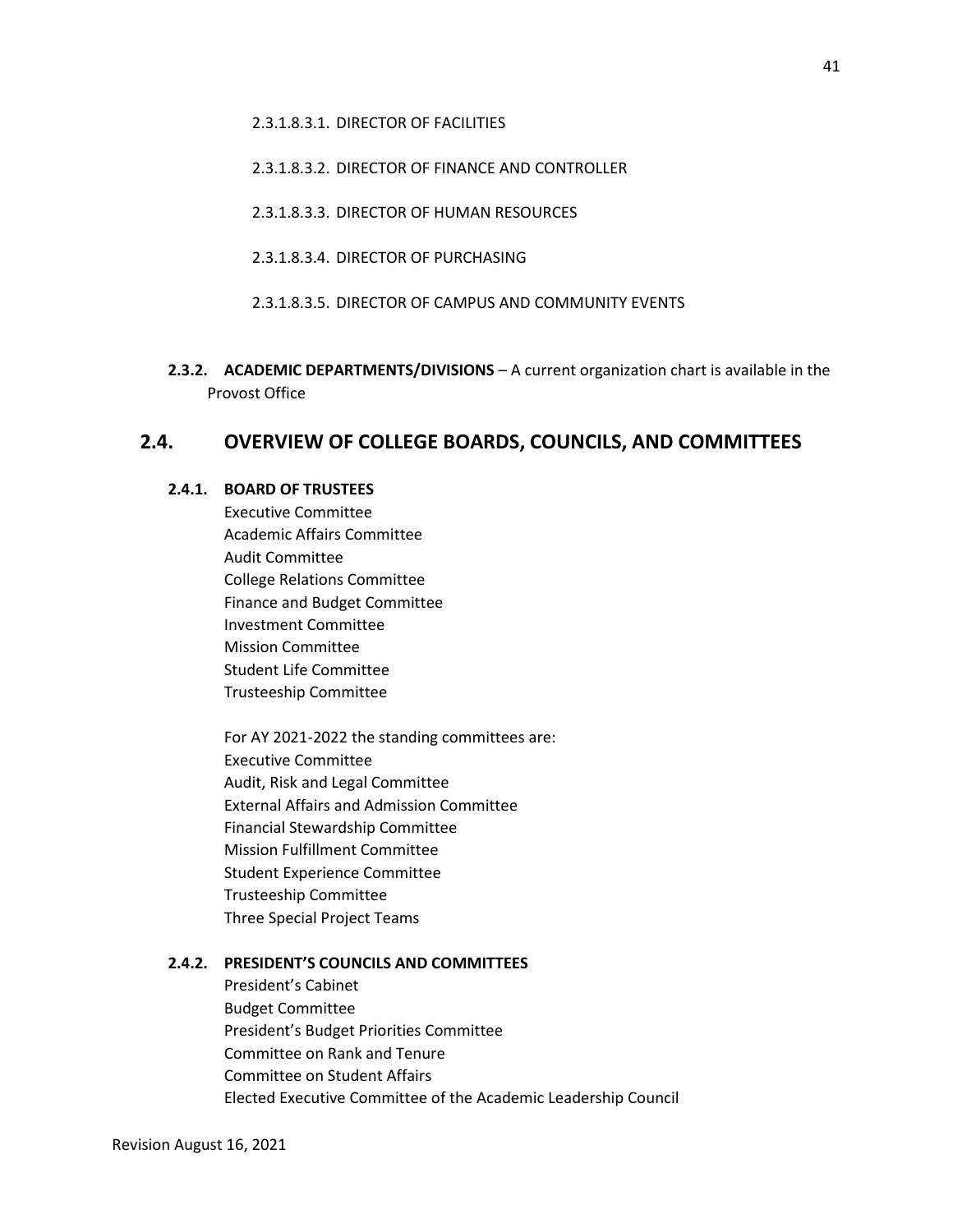2.3.1.8.3.1. DIRECTOR OF FACILITIES

2.3.1.8.3.2. DIRECTOR OF FINANCE AND CONTROLLER

2.3.1.8.3.3. DIRECTOR OF HUMAN RESOURCES

2.3.1.8.3.4. DIRECTOR OF PURCHASING

2.3.1.8.3.5. DIRECTOR OF CAMPUS AND COMMUNITY EVENTS

**2.3.2. ACADEMIC DEPARTMENTS/DIVISIONS** – A current organization chart is available in the Provost Office

## 2.4. OVERVIEW OF COLLEGE BOARDS, COUNCILS, AND COMMITTEES

### 2.4.1. BOARD OF TRUSTEES

Executive Committee
Academic Affairs Committee
Audit Committee
College Relations Committee
Finance and Budget Committee
Investment Committee
Mission Committee
Student Life Committee
Trusteeship Committee

For AY 2021-2022 the standing committees are:
Executive Committee
Audit, Risk and Legal Committee
External Affairs and Admission Committee
Financial Stewardship Committee
Mission Fulfillment Committee
Student Experience Committee
Trusteeship Committee
Three Special Project Teams

### 2.4.2. PRESIDENT'S COUNCILS AND COMMITTEES

President's Cabinet
Budget Committee
President's Budget Priorities Committee
Committee on Rank and Tenure
Committee on Student Affairs
Elected Executive Committee of the Academic Leadership Council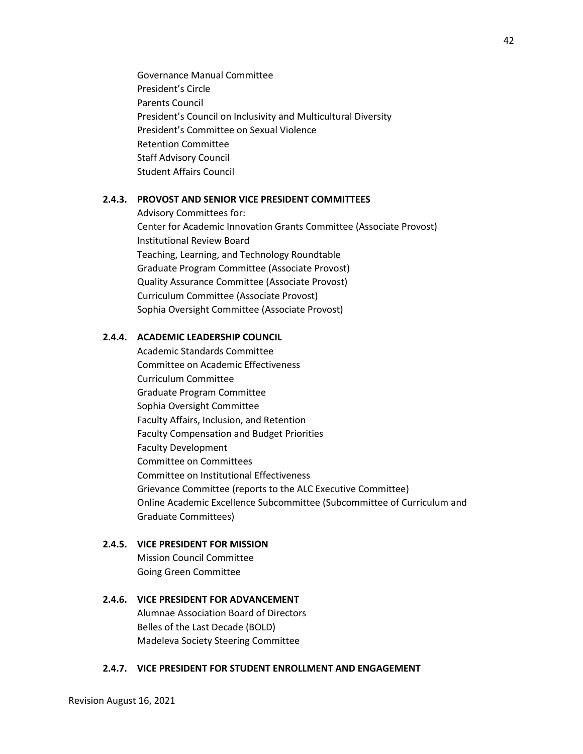Governance Manual Committee
President's Circle
Parents Council
President's Council on Inclusivity and Multicultural Diversity
President's Committee on Sexual Violence
Retention Committee
Staff Advisory Council
Student Affairs Council

### 2.4.3. PROVOST AND SENIOR VICE PRESIDENT COMMITTEES

Advisory Committees for:
Center for Academic Innovation Grants Committee (Associate Provost)
Institutional Review Board
Teaching, Learning, and Technology Roundtable
Graduate Program Committee (Associate Provost)
Quality Assurance Committee (Associate Provost)
Curriculum Committee (Associate Provost)
Sophia Oversight Committee (Associate Provost)

### 2.4.4. ACADEMIC LEADERSHIP COUNCIL

Academic Standards Committee
Committee on Academic Effectiveness
Curriculum Committee
Graduate Program Committee
Sophia Oversight Committee
Faculty Affairs, Inclusion, and Retention
Faculty Compensation and Budget Priorities
Faculty Development
Committee on Committees
Committee on Institutional Effectiveness
Grievance Committee (reports to the ALC Executive Committee)
Online Academic Excellence Subcommittee (Subcommittee of Curriculum and Graduate Committees)

### 2.4.5. VICE PRESIDENT FOR MISSION

Mission Council Committee
Going Green Committee

### 2.4.6. VICE PRESIDENT FOR ADVANCEMENT

Alumnae Association Board of Directors
Belles of the Last Decade (BOLD)
Madeleva Society Steering Committee

### 2.4.7. VICE PRESIDENT FOR STUDENT ENROLLMENT AND ENGAGEMENT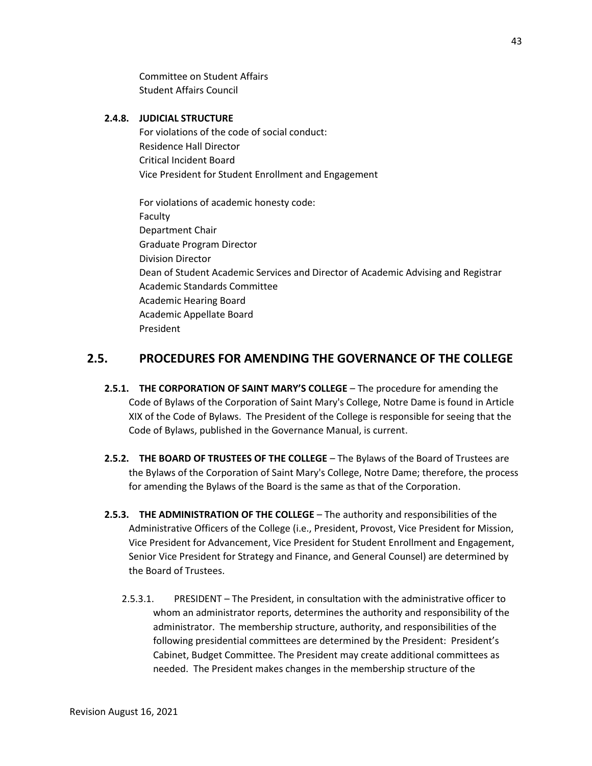Committee on Student Affairs
Student Affairs Council

#### 2.4.8. JUDICIAL STRUCTURE

For violations of the code of social conduct:
Residence Hall Director
Critical Incident Board
Vice President for Student Enrollment and Engagement

For violations of academic honesty code:
Faculty
Department Chair
Graduate Program Director
Division Director
Dean of Student Academic Services and Director of Academic Advising and Registrar
Academic Standards Committee
Academic Hearing Board
Academic Appellate Board
President

## 2.5. PROCEDURES FOR AMENDING THE GOVERNANCE OF THE COLLEGE

**2.5.1. THE CORPORATION OF SAINT MARY'S COLLEGE** – The procedure for amending the Code of Bylaws of the Corporation of Saint Mary's College, Notre Dame is found in Article XIX of the Code of Bylaws. The President of the College is responsible for seeing that the Code of Bylaws, published in the Governance Manual, is current.

**2.5.2. THE BOARD OF TRUSTEES OF THE COLLEGE** – The Bylaws of the Board of Trustees are the Bylaws of the Corporation of Saint Mary's College, Notre Dame; therefore, the process for amending the Bylaws of the Board is the same as that of the Corporation.

**2.5.3. THE ADMINISTRATION OF THE COLLEGE** – The authority and responsibilities of the Administrative Officers of the College (i.e., President, Provost, Vice President for Mission, Vice President for Advancement, Vice President for Student Enrollment and Engagement, Senior Vice President for Strategy and Finance, and General Counsel) are determined by the Board of Trustees.

2.5.3.1. PRESIDENT – The President, in consultation with the administrative officer to whom an administrator reports, determines the authority and responsibility of the administrator. The membership structure, authority, and responsibilities of the following presidential committees are determined by the President: President's Cabinet, Budget Committee. The President may create additional committees as needed. The President makes changes in the membership structure of the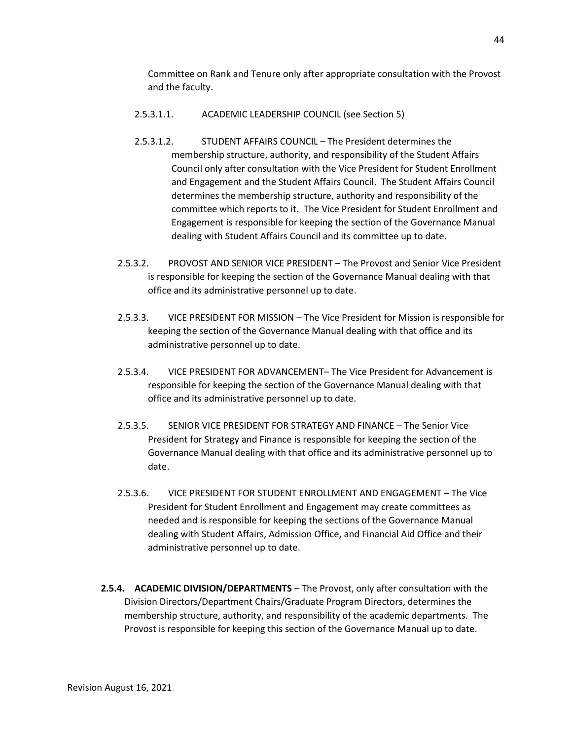Committee on Rank and Tenure only after appropriate consultation with the Provost and the faculty.

2.5.3.1.1. ACADEMIC LEADERSHIP COUNCIL (see Section 5)

2.5.3.1.2. STUDENT AFFAIRS COUNCIL – The President determines the membership structure, authority, and responsibility of the Student Affairs Council only after consultation with the Vice President for Student Enrollment and Engagement and the Student Affairs Council. The Student Affairs Council determines the membership structure, authority and responsibility of the committee which reports to it. The Vice President for Student Enrollment and Engagement is responsible for keeping the section of the Governance Manual dealing with Student Affairs Council and its committee up to date.

2.5.3.2. PROVOST AND SENIOR VICE PRESIDENT – The Provost and Senior Vice President is responsible for keeping the section of the Governance Manual dealing with that office and its administrative personnel up to date.

2.5.3.3. VICE PRESIDENT FOR MISSION – The Vice President for Mission is responsible for keeping the section of the Governance Manual dealing with that office and its administrative personnel up to date.

2.5.3.4. VICE PRESIDENT FOR ADVANCEMENT– The Vice President for Advancement is responsible for keeping the section of the Governance Manual dealing with that office and its administrative personnel up to date.

2.5.3.5. SENIOR VICE PRESIDENT FOR STRATEGY AND FINANCE – The Senior Vice President for Strategy and Finance is responsible for keeping the section of the Governance Manual dealing with that office and its administrative personnel up to date.

2.5.3.6. VICE PRESIDENT FOR STUDENT ENROLLMENT AND ENGAGEMENT – The Vice President for Student Enrollment and Engagement may create committees as needed and is responsible for keeping the sections of the Governance Manual dealing with Student Affairs, Admission Office, and Financial Aid Office and their administrative personnel up to date.

**2.5.4. ACADEMIC DIVISION/DEPARTMENTS** – The Provost, only after consultation with the Division Directors/Department Chairs/Graduate Program Directors, determines the membership structure, authority, and responsibility of the academic departments. The Provost is responsible for keeping this section of the Governance Manual up to date.

Revision August 16, 2021